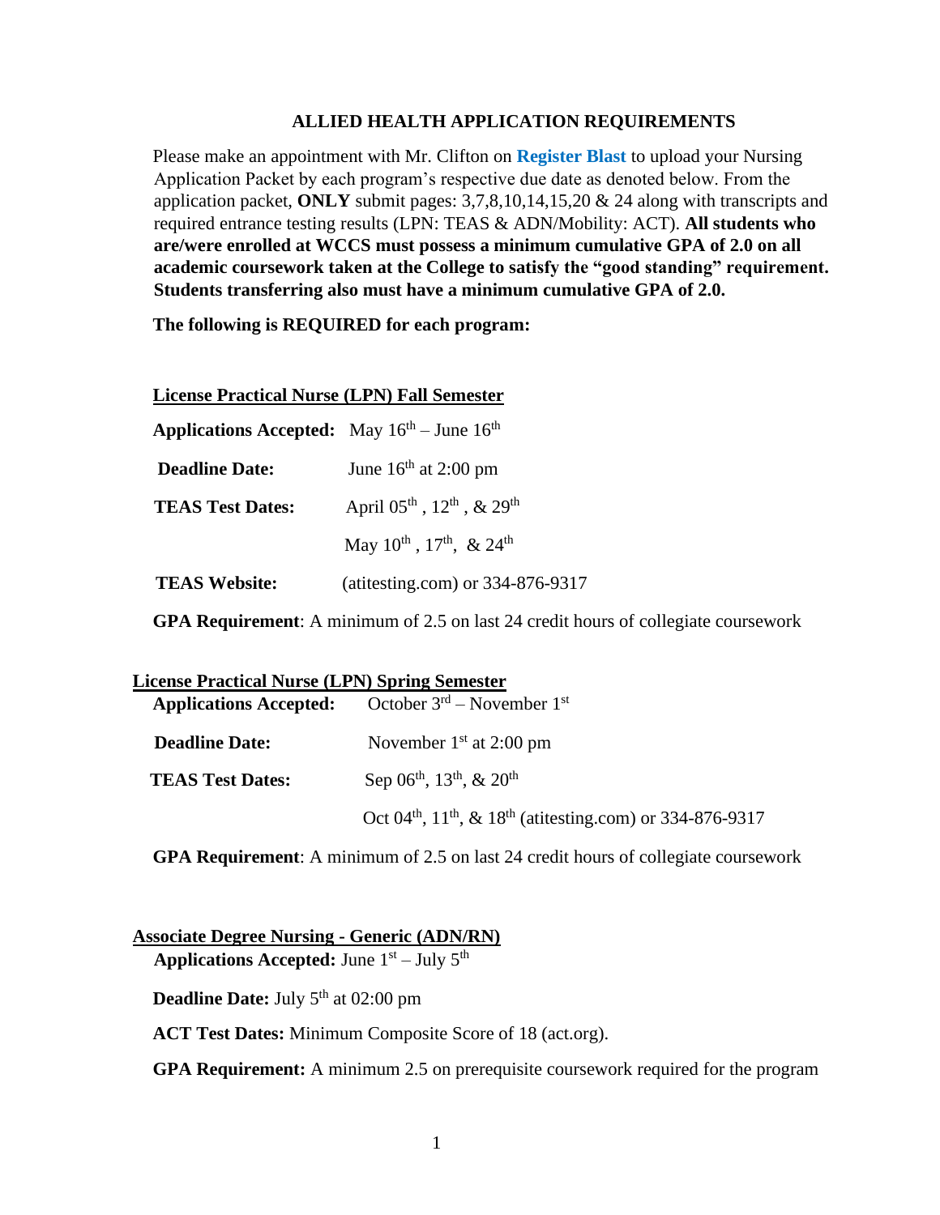## ALLIED HEALTH APPLICATION REQUIREMENTS

Please make an appointment with Mr. Clifton on **Register Blast** to upload your Nursing Application Packet by each program's respective due date as denoted below. From the application packet, **ONLY** submit pages: 3,7,8,10,14,15,20 & 24 along with transcripts and required entrance testing results (LPN: TEAS & ADN/Mobility: ACT). **All students who are/were enrolled at WCCS must possess a minimum cumulative GPA of 2.0 on all academic coursework taken at the College to satisfy the "good standing" requirement. Students transferring also must have a minimum cumulative GPA of 2.0.**

**The following is REQUIRED for each program:**

### License Practical Nurse (LPN) Fall Semester

**Applications Accepted:** May 16th – June 16th

**Deadline Date:** June 16th at 2:00 pm

**TEAS Test Dates:** April 05th , 12th , & 29th

May 10th , 17th, & 24th

**TEAS Website:** (atitesting.com) or 334-876-9317

**GPA Requirement**: A minimum of 2.5 on last 24 credit hours of collegiate coursework

### License Practical Nurse (LPN) Spring Semester

**Applications Accepted:** October 3rd – November 1st

**Deadline Date:** November 1st at 2:00 pm

**TEAS Test Dates:** Sep 06th, 13th, & 20th

Oct 04th, 11th, & 18th (atitesting.com) or 334-876-9317

**GPA Requirement**: A minimum of 2.5 on last 24 credit hours of collegiate coursework

### Associate Degree Nursing - Generic (ADN/RN)

**Applications Accepted:** June 1st – July 5th

**Deadline Date:** July 5th at 02:00 pm

**ACT Test Dates:** Minimum Composite Score of 18 (act.org).

**GPA Requirement:** A minimum 2.5 on prerequisite coursework required for the program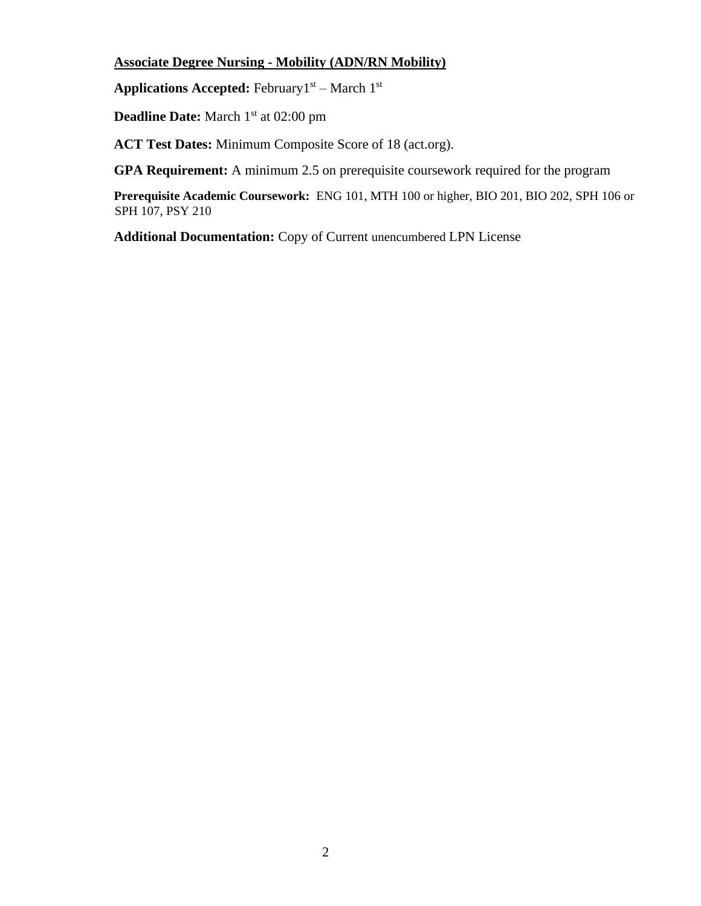**Associate Degree Nursing - Mobility (ADN/RN Mobility)**

**Applications Accepted:** February1st – March 1st

**Deadline Date:** March 1st at 02:00 pm

**ACT Test Dates:** Minimum Composite Score of 18 (act.org).

**GPA Requirement:** A minimum 2.5 on prerequisite coursework required for the program

**Prerequisite Academic Coursework:** ENG 101, MTH 100 or higher, BIO 201, BIO 202, SPH 106 or SPH 107, PSY 210

**Additional Documentation:** Copy of Current unencumbered LPN License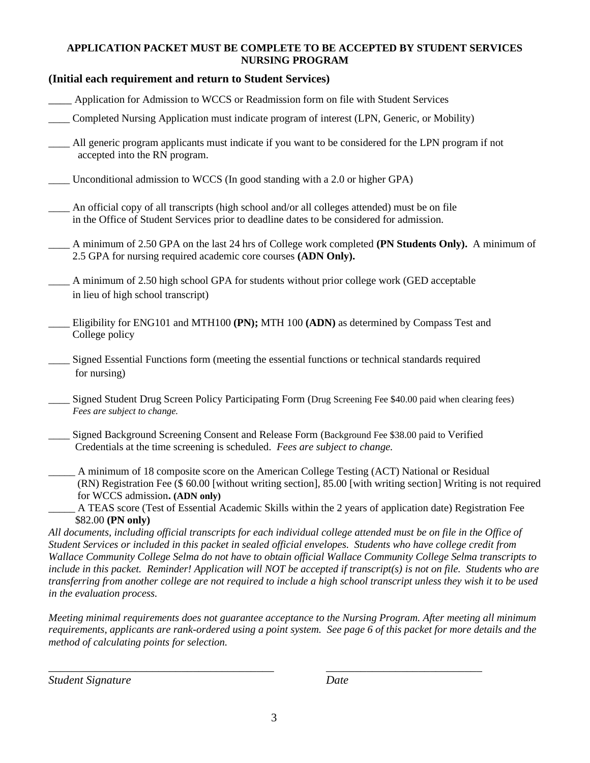**APPLICATION PACKET MUST BE COMPLETE TO BE ACCEPTED BY STUDENT SERVICES NURSING PROGRAM**

**(Initial each requirement and return to Student Services)**

____ Application for Admission to WCCS or Readmission form on file with Student Services

____ Completed Nursing Application must indicate program of interest (LPN, Generic, or Mobility)

____ All generic program applicants must indicate if you want to be considered for the LPN program if not accepted into the RN program.

____ Unconditional admission to WCCS (In good standing with a 2.0 or higher GPA)

____ An official copy of all transcripts (high school and/or all colleges attended) must be on file in the Office of Student Services prior to deadline dates to be considered for admission.

____ A minimum of 2.50 GPA on the last 24 hrs of College work completed **(PN Students Only).** A minimum of 2.5 GPA for nursing required academic core courses **(ADN Only).**

____ A minimum of 2.50 high school GPA for students without prior college work (GED acceptable in lieu of high school transcript)

____ Eligibility for ENG101 and MTH100 **(PN);** MTH 100 **(ADN)** as determined by Compass Test and College policy

____ Signed Essential Functions form (meeting the essential functions or technical standards required for nursing)

____ Signed Student Drug Screen Policy Participating Form (Drug Screening Fee $40.00 paid when clearing fees) *Fees are subject to change.*

____ Signed Background Screening Consent and Release Form (Background Fee $38.00 paid to Verified Credentials at the time screening is scheduled. *Fees are subject to change.*

_____ A minimum of 18 composite score on the American College Testing (ACT) National or Residual (RN) Registration Fee ($ 60.00 [without writing section], 85.00 [with writing section] Writing is not required for WCCS admission**. (ADN only)**

_____ A TEAS score (Test of Essential Academic Skills within the 2 years of application date) Registration Fee $82.00 **(PN only)**

*All documents, including official transcripts for each individual college attended must be on file in the Office of Student Services or included in this packet in sealed official envelopes. Students who have college credit from Wallace Community College Selma do not have to obtain official Wallace Community College Selma transcripts to include in this packet. Reminder! Application will NOT be accepted if transcript(s) is not on file. Students who are transferring from another college are not required to include a high school transcript unless they wish it to be used in the evaluation process.*

*Meeting minimal requirements does not guarantee acceptance to the Nursing Program. After meeting all minimum requirements, applicants are rank-ordered using a point system. See page 6 of this packet for more details and the method of calculating points for selection.*

_________________________________________ ____________________________

*Student Signature* *Date*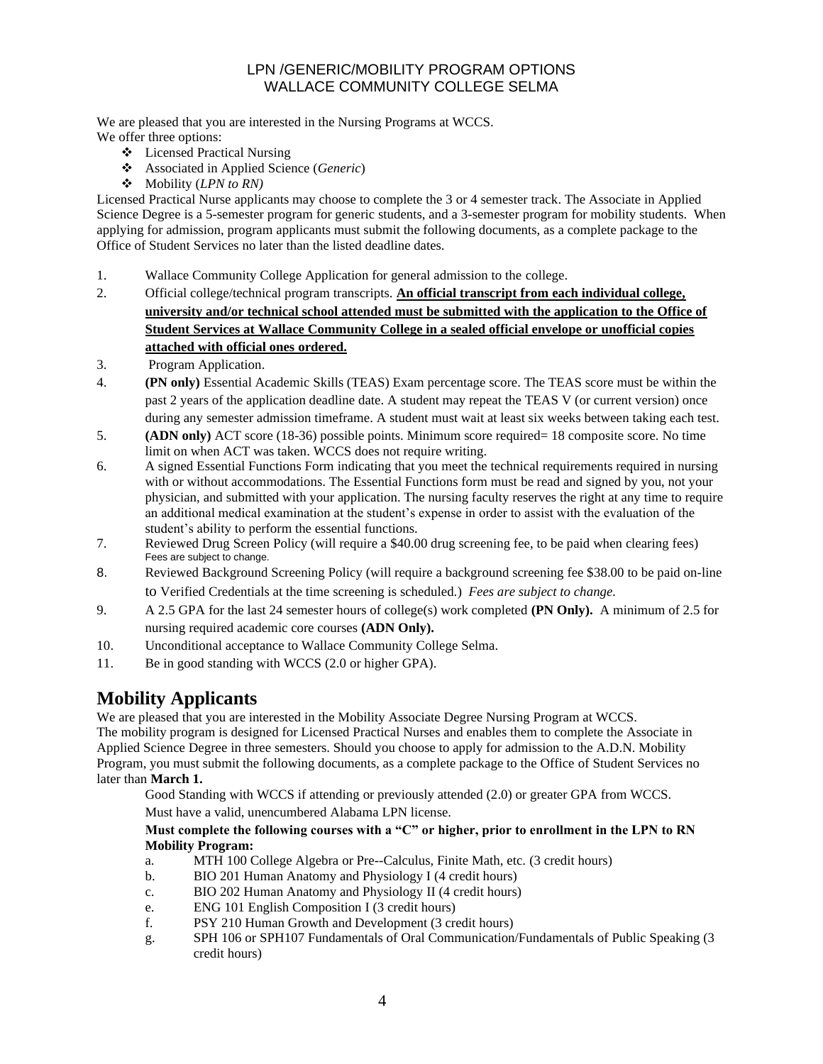LPN /GENERIC/MOBILITY PROGRAM OPTIONS
WALLACE COMMUNITY COLLEGE SELMA

We are pleased that you are interested in the Nursing Programs at WCCS.
We offer three options:

- Licensed Practical Nursing
- Associated in Applied Science (*Generic*)
- Mobility (*LPN to RN)*

Licensed Practical Nurse applicants may choose to complete the 3 or 4 semester track. The Associate in Applied Science Degree is a 5-semester program for generic students, and a 3-semester program for mobility students. When applying for admission, program applicants must submit the following documents, as a complete package to the Office of Student Services no later than the listed deadline dates.

1. Wallace Community College Application for general admission to the college.
2. Official college/technical program transcripts. **An official transcript from each individual college, university and/or technical school attended must be submitted with the application to the Office of Student Services at Wallace Community College in a sealed official envelope or unofficial copies attached with official ones ordered.**
3. Program Application.
4. **(PN only)** Essential Academic Skills (TEAS) Exam percentage score. The TEAS score must be within the past 2 years of the application deadline date. A student may repeat the TEAS V (or current version) once during any semester admission timeframe. A student must wait at least six weeks between taking each test.
5. **(ADN only)** ACT score (18-36) possible points. Minimum score required= 18 composite score. No time limit on when ACT was taken. WCCS does not require writing.
6. A signed Essential Functions Form indicating that you meet the technical requirements required in nursing with or without accommodations. The Essential Functions form must be read and signed by you, not your physician, and submitted with your application. The nursing faculty reserves the right at any time to require an additional medical examination at the student's expense in order to assist with the evaluation of the student's ability to perform the essential functions.
7. Reviewed Drug Screen Policy (will require a $40.00 drug screening fee, to be paid when clearing fees) Fees are subject to change.
8. Reviewed Background Screening Policy (will require a background screening fee $38.00 to be paid on-line to Verified Credentials at the time screening is scheduled.) *Fees are subject to change.*
9. A 2.5 GPA for the last 24 semester hours of college(s) work completed **(PN Only).** A minimum of 2.5 for nursing required academic core courses **(ADN Only).**
10. Unconditional acceptance to Wallace Community College Selma.
11. Be in good standing with WCCS (2.0 or higher GPA).

## Mobility Applicants

We are pleased that you are interested in the Mobility Associate Degree Nursing Program at WCCS.
The mobility program is designed for Licensed Practical Nurses and enables them to complete the Associate in Applied Science Degree in three semesters. Should you choose to apply for admission to the A.D.N. Mobility Program, you must submit the following documents, as a complete package to the Office of Student Services no later than **March 1.**

Good Standing with WCCS if attending or previously attended (2.0) or greater GPA from WCCS.

Must have a valid, unencumbered Alabama LPN license.

**Must complete the following courses with a "C" or higher, prior to enrollment in the LPN to RN Mobility Program:**

a. MTH 100 College Algebra or Pre--Calculus, Finite Math, etc. (3 credit hours)
b. BIO 201 Human Anatomy and Physiology I (4 credit hours)
c. BIO 202 Human Anatomy and Physiology II (4 credit hours)
e. ENG 101 English Composition I (3 credit hours)
f. PSY 210 Human Growth and Development (3 credit hours)
g. SPH 106 or SPH107 Fundamentals of Oral Communication/Fundamentals of Public Speaking (3 credit hours)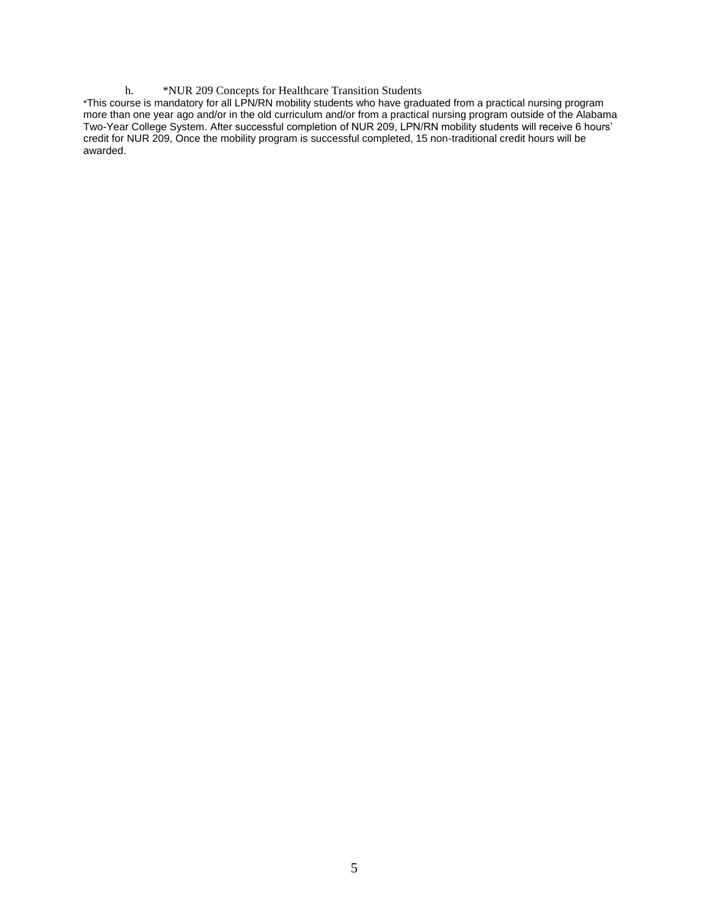h. *NUR 209 Concepts for Healthcare Transition Students

*This course is mandatory for all LPN/RN mobility students who have graduated from a practical nursing program more than one year ago and/or in the old curriculum and/or from a practical nursing program outside of the Alabama Two-Year College System. After successful completion of NUR 209, LPN/RN mobility students will receive 6 hours' credit for NUR 209, Once the mobility program is successful completed, 15 non-traditional credit hours will be awarded.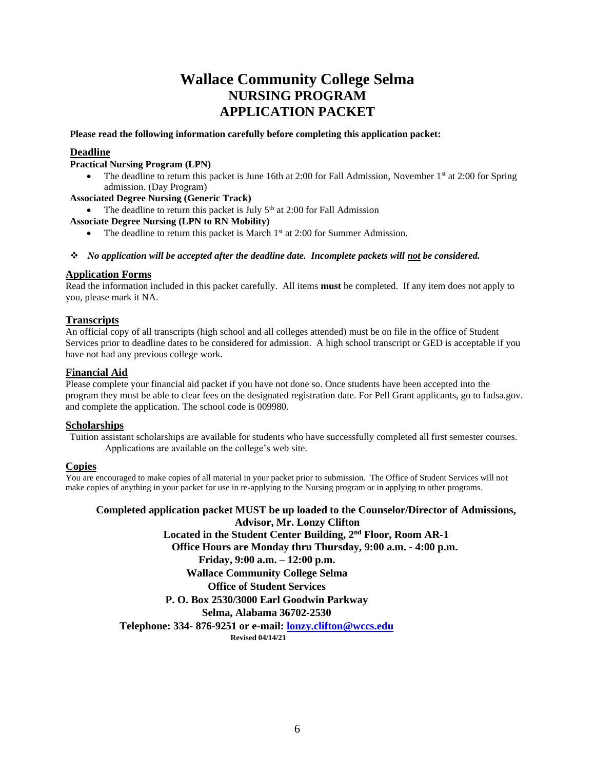# Wallace Community College Selma
## NURSING PROGRAM
## APPLICATION PACKET

**Please read the following information carefully before completing this application packet:**

### Deadline

**Practical Nursing Program (LPN)**

- The deadline to return this packet is June 16th at 2:00 for Fall Admission, November 1st at 2:00 for Spring admission. (Day Program)

**Associated Degree Nursing (Generic Track)**

- The deadline to return this packet is July 5th at 2:00 for Fall Admission

**Associate Degree Nursing (LPN to RN Mobility)**

- The deadline to return this packet is March 1st at 2:00 for Summer Admission.

❖ ***No application will be accepted after the deadline date. Incomplete packets will not be considered.***

### Application Forms

Read the information included in this packet carefully. All items **must** be completed. If any item does not apply to you, please mark it NA.

### Transcripts

An official copy of all transcripts (high school and all colleges attended) must be on file in the office of Student Services prior to deadline dates to be considered for admission. A high school transcript or GED is acceptable if you have not had any previous college work.

### Financial Aid

Please complete your financial aid packet if you have not done so. Once students have been accepted into the program they must be able to clear fees on the designated registration date. For Pell Grant applicants, go to fadsa.gov. and complete the application. The school code is 009980.

### Scholarships

Tuition assistant scholarships are available for students who have successfully completed all first semester courses. Applications are available on the college's web site.

### Copies

You are encouraged to make copies of all material in your packet prior to submission. The Office of Student Services will not make copies of anything in your packet for use in re-applying to the Nursing program or in applying to other programs.

**Completed application packet MUST be up loaded to the Counselor/Director of Admissions, Advisor, Mr. Lonzy Clifton**
**Located in the Student Center Building, 2nd Floor, Room AR-1**
**Office Hours are Monday thru Thursday, 9:00 a.m. - 4:00 p.m.**
**Friday, 9:00 a.m. – 12:00 p.m.**
**Wallace Community College Selma**
**Office of Student Services**
**P. O. Box 2530/3000 Earl Goodwin Parkway**
**Selma, Alabama 36702-2530**
**Telephone: 334- 876-9251 or e-mail: lonzy.clifton@wccs.edu**

**Revised 04/14/21**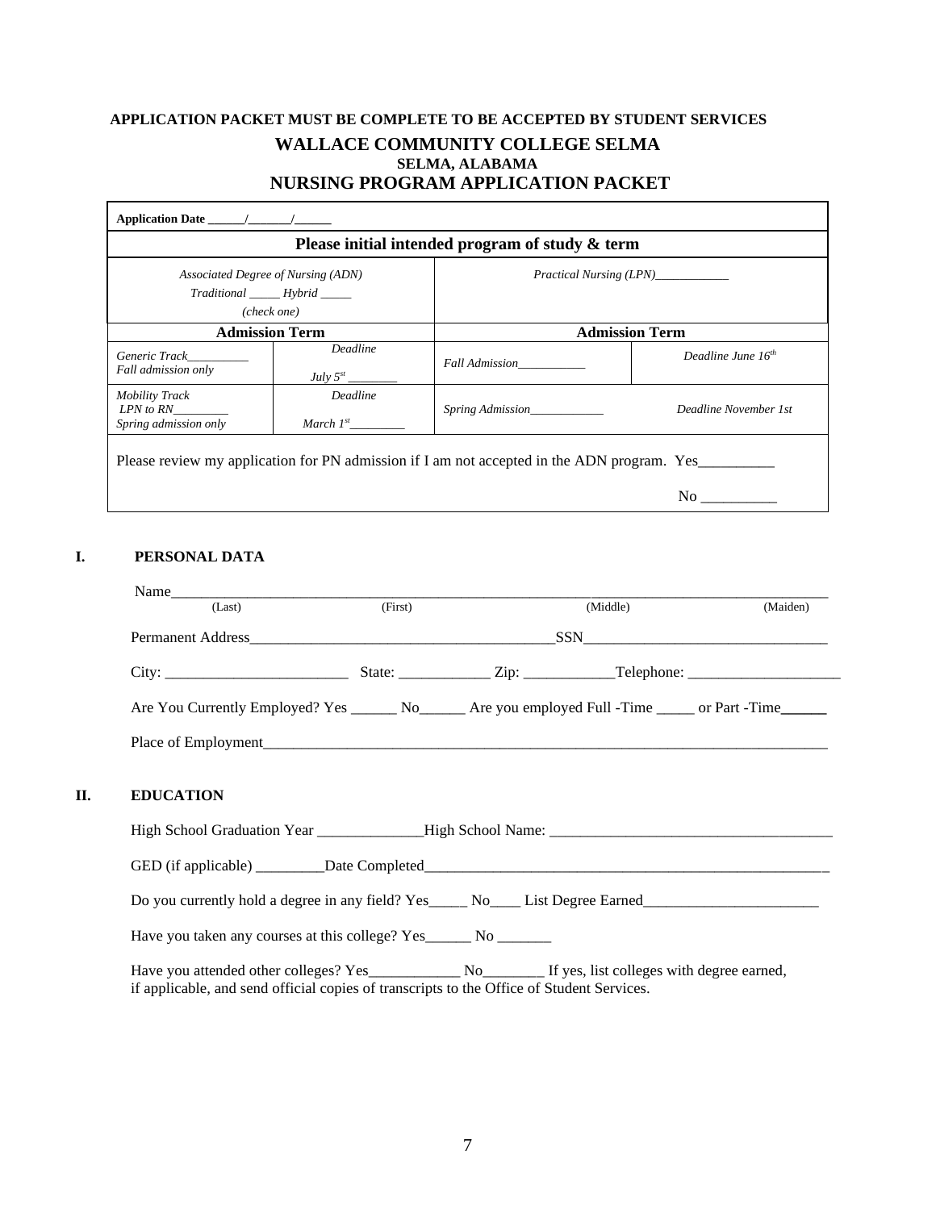**APPLICATION PACKET MUST BE COMPLETE TO BE ACCEPTED BY STUDENT SERVICES**

# WALLACE COMMUNITY COLLEGE SELMA

**SELMA, ALABAMA**

## NURSING PROGRAM APPLICATION PACKET

| **Application Date ______/_______/______** | | | |
|---|---|---|---|
| **Please initial intended program of study & term** | | | |
| *Associated Degree of Nursing (ADN)*<br>*Traditional _____ Hybrid _____*<br>*(check one)* | | *Practical Nursing (LPN)____________* | |
| **Admission Term** | | **Admission Term** | |
| *Generic Track__________*<br>*Fall admission only* | *Deadline*<br>*July 5st ________* | *Fall Admission___________* | *Deadline June 16th* |
| *Mobility Track*<br>*LPN to RN_________*<br>*Spring admission only* | *Deadline*<br>*March 1st_________* | *Spring Admission____________* | *Deadline November 1st* |
| Please review my application for PN admission if I am not accepted in the ADN program. Yes__________<br>No __________ | | | |

## I. PERSONAL DATA

Name_______________________________________________________________________________
(Last) (First) (Middle) (Maiden)

Permanent Address________________________________________SSN________________________________

City: ________________________ State: ____________ Zip: ____________Telephone: ____________________

Are You Currently Employed? Yes ______ No______ Are you employed Full -Time _____ or Part -Time______

Place of Employment_____________________________________________________________________________

## II. EDUCATION

High School Graduation Year ______________High School Name: _____________________________________

GED (if applicable) _________Date Completed________________________________________________________

Do you currently hold a degree in any field? Yes_____ No____ List Degree Earned_______________________

Have you taken any courses at this college? Yes______ No _______

Have you attended other colleges? Yes____________ No________ If yes, list colleges with degree earned, if applicable, and send official copies of transcripts to the Office of Student Services.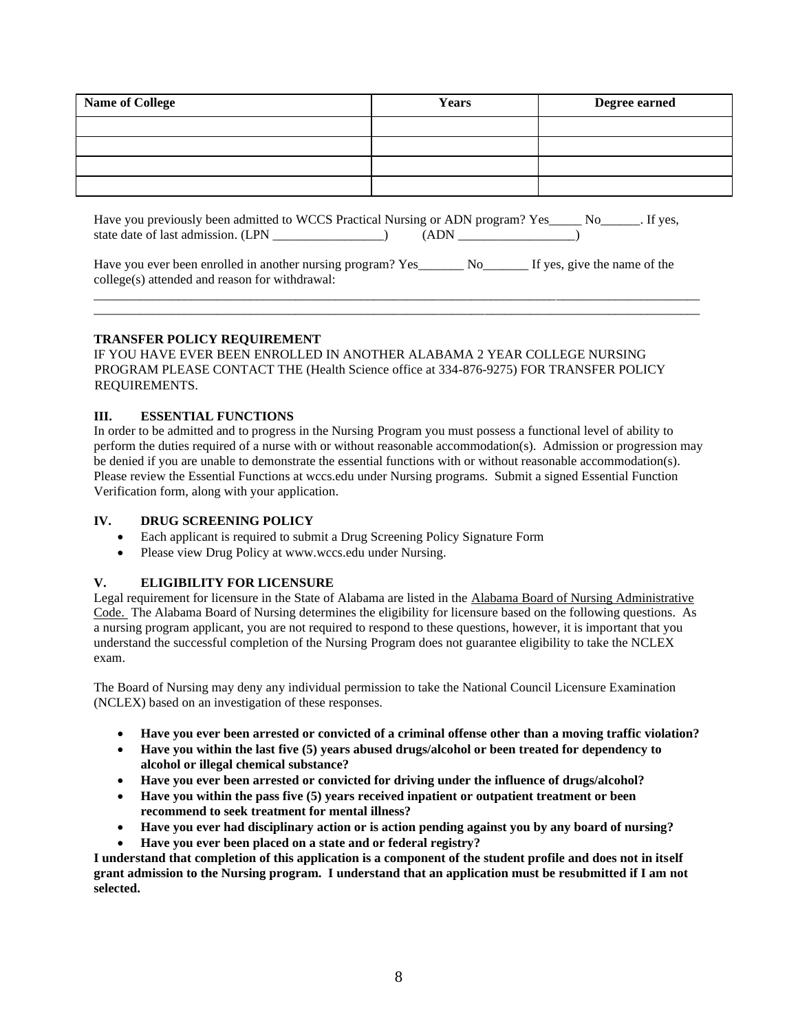| Name of College | Years | Degree earned |
|---|---|---|
| | | |
| | | |
| | | |
| | | |

Have you previously been admitted to WCCS Practical Nursing or ADN program? Yes_____ No______. If yes, state date of last admission. (LPN _________________) (ADN __________________)

Have you ever been enrolled in another nursing program? Yes_______ No_______ If yes, give the name of the college(s) attended and reason for withdrawal:

______________________________________________________________________________________________
______________________________________________________________________________________________

**TRANSFER POLICY REQUIREMENT**

IF YOU HAVE EVER BEEN ENROLLED IN ANOTHER ALABAMA 2 YEAR COLLEGE NURSING PROGRAM PLEASE CONTACT THE (Health Science office at 334-876-9275) FOR TRANSFER POLICY REQUIREMENTS.

## III. ESSENTIAL FUNCTIONS

In order to be admitted and to progress in the Nursing Program you must possess a functional level of ability to perform the duties required of a nurse with or without reasonable accommodation(s). Admission or progression may be denied if you are unable to demonstrate the essential functions with or without reasonable accommodation(s). Please review the Essential Functions at wccs.edu under Nursing programs. Submit a signed Essential Function Verification form, along with your application.

## IV. DRUG SCREENING POLICY

- Each applicant is required to submit a Drug Screening Policy Signature Form
- Please view Drug Policy at www.wccs.edu under Nursing.

## V. ELIGIBILITY FOR LICENSURE

Legal requirement for licensure in the State of Alabama are listed in the Alabama Board of Nursing Administrative Code. The Alabama Board of Nursing determines the eligibility for licensure based on the following questions. As a nursing program applicant, you are not required to respond to these questions, however, it is important that you understand the successful completion of the Nursing Program does not guarantee eligibility to take the NCLEX exam.

The Board of Nursing may deny any individual permission to take the National Council Licensure Examination (NCLEX) based on an investigation of these responses.

- **Have you ever been arrested or convicted of a criminal offense other than a moving traffic violation?**
- **Have you within the last five (5) years abused drugs/alcohol or been treated for dependency to alcohol or illegal chemical substance?**
- **Have you ever been arrested or convicted for driving under the influence of drugs/alcohol?**
- **Have you within the pass five (5) years received inpatient or outpatient treatment or been recommend to seek treatment for mental illness?**
- **Have you ever had disciplinary action or is action pending against you by any board of nursing?**
- **Have you ever been placed on a state and or federal registry?**

**I understand that completion of this application is a component of the student profile and does not in itself grant admission to the Nursing program. I understand that an application must be resubmitted if I am not selected.**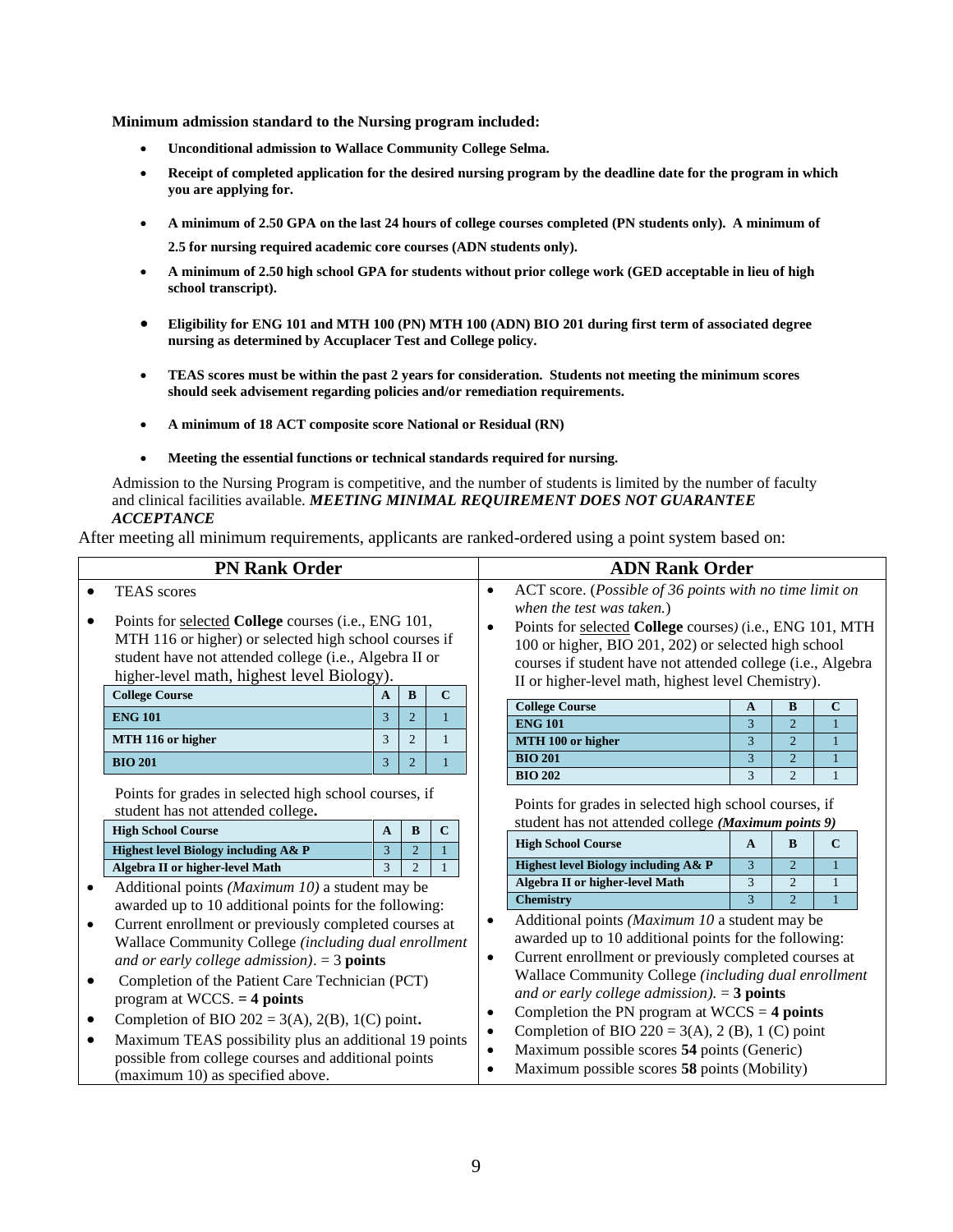**Minimum admission standard to the Nursing program included:**

- **Unconditional admission to Wallace Community College Selma.**
- **Receipt of completed application for the desired nursing program by the deadline date for the program in which you are applying for.**
- **A minimum of 2.50 GPA on the last 24 hours of college courses completed (PN students only). A minimum of 2.5 for nursing required academic core courses (ADN students only).**
- **A minimum of 2.50 high school GPA for students without prior college work (GED acceptable in lieu of high school transcript).**
- **Eligibility for ENG 101 and MTH 100 (PN) MTH 100 (ADN) BIO 201 during first term of associated degree nursing as determined by Accuplacer Test and College policy.**
- **TEAS scores must be within the past 2 years for consideration. Students not meeting the minimum scores should seek advisement regarding policies and/or remediation requirements.**
- **A minimum of 18 ACT composite score National or Residual (RN)**
- **Meeting the essential functions or technical standards required for nursing.**

Admission to the Nursing Program is competitive, and the number of students is limited by the number of faculty and clinical facilities available. ***MEETING MINIMAL REQUIREMENT DOES NOT GUARANTEE ACCEPTANCE***

After meeting all minimum requirements, applicants are ranked-ordered using a point system based on:

## PN Rank Order

- TEAS scores
- Points for selected **College** courses (i.e., ENG 101, MTH 116 or higher) or selected high school courses if student have not attended college (i.e., Algebra II or higher-level math, highest level Biology).

| College Course | A | B | C |
|---|---|---|---|
| ENG 101 | 3 | 2 | 1 |
| MTH 116 or higher | 3 | 2 | 1 |
| BIO 201 | 3 | 2 | 1 |

Points for grades in selected high school courses, if student has not attended college**.**

| High School Course | A | B | C |
|---|---|---|---|
| Highest level Biology including A& P | 3 | 2 | 1 |
| Algebra II or higher-level Math | 3 | 2 | 1 |

- Additional points *(Maximum 10)* a student may be awarded up to 10 additional points for the following:
- Current enrollment or previously completed courses at Wallace Community College *(including dual enrollment and or early college admission)*. = 3 **points**
- Completion of the Patient Care Technician (PCT) program at WCCS. **= 4 points**
- Completion of BIO 202 = 3(A), 2(B), 1(C) point**.**
- Maximum TEAS possibility plus an additional 19 points possible from college courses and additional points (maximum 10) as specified above.

## ADN Rank Order

- ACT score. (*Possible of 36 points with no time limit on when the test was taken.*)
- Points for selected **College** courses) (i.e., ENG 101, MTH 100 or higher, BIO 201, 202) or selected high school courses if student have not attended college (i.e., Algebra II or higher-level math, highest level Chemistry).

| College Course | A | B | C |
|---|---|---|---|
| ENG 101 | 3 | 2 | 1 |
| MTH 100 or higher | 3 | 2 | 1 |
| BIO 201 | 3 | 2 | 1 |
| BIO 202 | 3 | 2 | 1 |

Points for grades in selected high school courses, if student has not attended college ***(Maximum points 9)***

| High School Course | A | B | C |
|---|---|---|---|
| Highest level Biology including A& P | 3 | 2 | 1 |
| Algebra II or higher-level Math | 3 | 2 | 1 |
| Chemistry | 3 | 2 | 1 |

- Additional points *(Maximum 10* a student may be awarded up to 10 additional points for the following:
- Current enrollment or previously completed courses at Wallace Community College *(including dual enrollment and or early college admission).* = **3 points**
- Completion the PN program at WCCS = **4 points**
- Completion of BIO 220 = 3(A), 2 (B), 1 (C) point
- Maximum possible scores **54** points (Generic)
- Maximum possible scores **58** points (Mobility)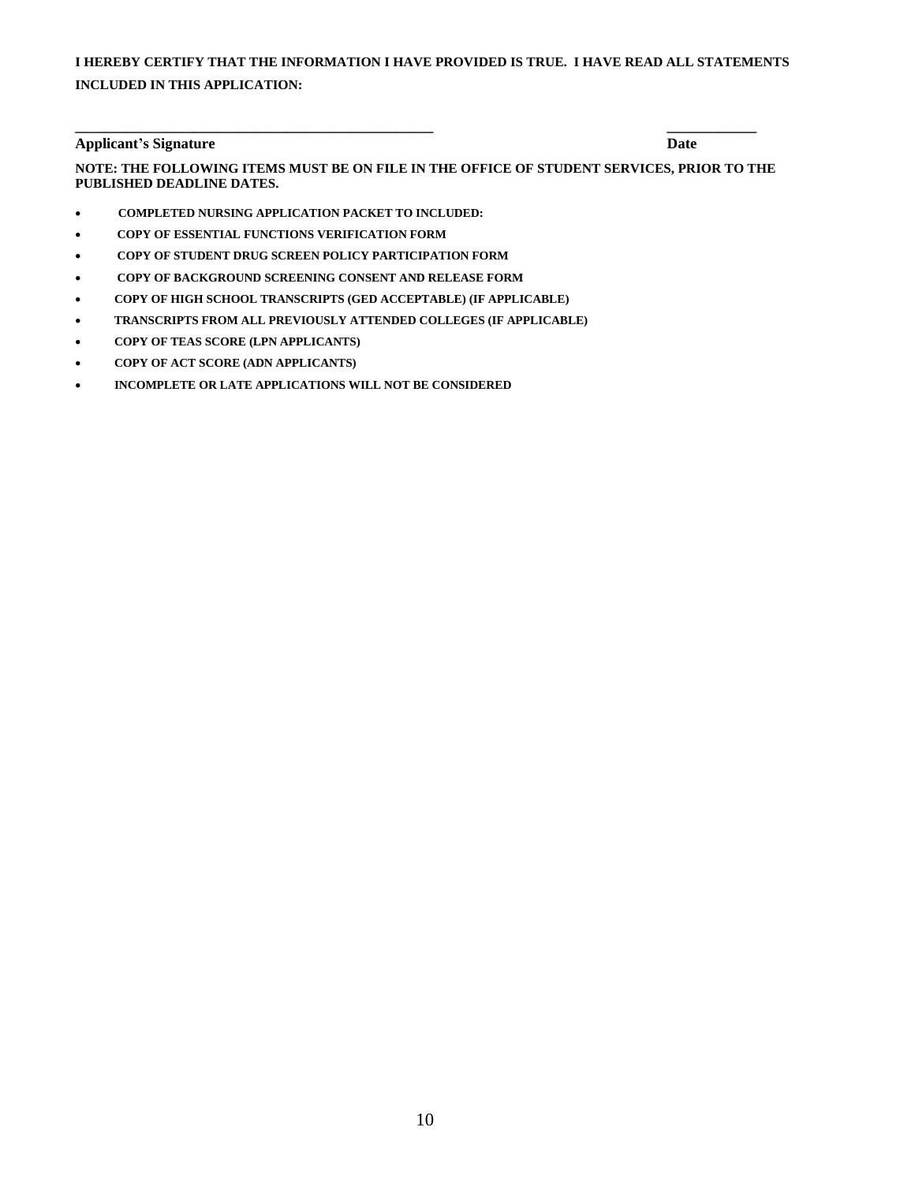**I HEREBY CERTIFY THAT THE INFORMATION I HAVE PROVIDED IS TRUE. I HAVE READ ALL STATEMENTS INCLUDED IN THIS APPLICATION:**

**\_\_\_\_\_\_\_\_\_\_\_\_\_\_\_\_\_\_\_\_\_\_\_\_\_\_\_\_\_\_\_\_\_\_\_\_\_\_\_\_\_\_\_\_\_\_\_\_\_\_\_\_\_\_\_\_\_\_\_\_\_\_\_\_\_\_\_\_\_\_** **\_\_\_\_\_\_\_\_\_\_\_\_\_\_\_\_\_\_**

**Applicant's Signature** **Date**

**NOTE: THE FOLLOWING ITEMS MUST BE ON FILE IN THE OFFICE OF STUDENT SERVICES, PRIOR TO THE PUBLISHED DEADLINE DATES.**

- **COMPLETED NURSING APPLICATION PACKET TO INCLUDED:**
- **COPY OF ESSENTIAL FUNCTIONS VERIFICATION FORM**
- **COPY OF STUDENT DRUG SCREEN POLICY PARTICIPATION FORM**
- **COPY OF BACKGROUND SCREENING CONSENT AND RELEASE FORM**
- **COPY OF HIGH SCHOOL TRANSCRIPTS (GED ACCEPTABLE) (IF APPLICABLE)**
- **TRANSCRIPTS FROM ALL PREVIOUSLY ATTENDED COLLEGES (IF APPLICABLE)**
- **COPY OF TEAS SCORE (LPN APPLICANTS)**
- **COPY OF ACT SCORE (ADN APPLICANTS)**
- **INCOMPLETE OR LATE APPLICATIONS WILL NOT BE CONSIDERED**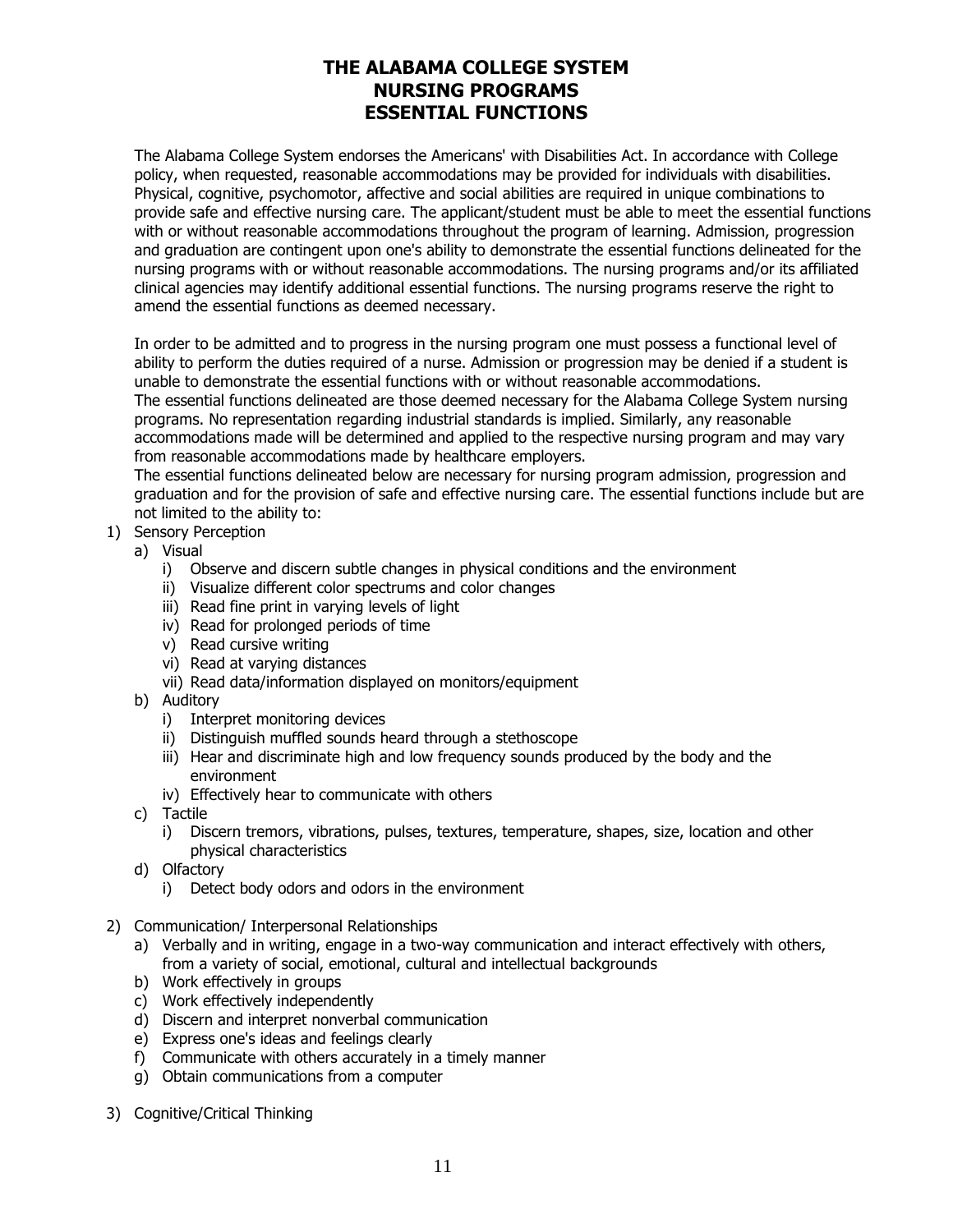# THE ALABAMA COLLEGE SYSTEM
# NURSING PROGRAMS
# ESSENTIAL FUNCTIONS

The Alabama College System endorses the Americans' with Disabilities Act. In accordance with College policy, when requested, reasonable accommodations may be provided for individuals with disabilities. Physical, cognitive, psychomotor, affective and social abilities are required in unique combinations to provide safe and effective nursing care. The applicant/student must be able to meet the essential functions with or without reasonable accommodations throughout the program of learning. Admission, progression and graduation are contingent upon one's ability to demonstrate the essential functions delineated for the nursing programs with or without reasonable accommodations. The nursing programs and/or its affiliated clinical agencies may identify additional essential functions. The nursing programs reserve the right to amend the essential functions as deemed necessary.

In order to be admitted and to progress in the nursing program one must possess a functional level of ability to perform the duties required of a nurse. Admission or progression may be denied if a student is unable to demonstrate the essential functions with or without reasonable accommodations.
The essential functions delineated are those deemed necessary for the Alabama College System nursing programs. No representation regarding industrial standards is implied. Similarly, any reasonable accommodations made will be determined and applied to the respective nursing program and may vary from reasonable accommodations made by healthcare employers.
The essential functions delineated below are necessary for nursing program admission, progression and graduation and for the provision of safe and effective nursing care. The essential functions include but are not limited to the ability to:

1) Sensory Perception
   a) Visual
      i) Observe and discern subtle changes in physical conditions and the environment
      ii) Visualize different color spectrums and color changes
      iii) Read fine print in varying levels of light
      iv) Read for prolonged periods of time
      v) Read cursive writing
      vi) Read at varying distances
      vii) Read data/information displayed on monitors/equipment
   b) Auditory
      i) Interpret monitoring devices
      ii) Distinguish muffled sounds heard through a stethoscope
      iii) Hear and discriminate high and low frequency sounds produced by the body and the environment
      iv) Effectively hear to communicate with others
   c) Tactile
      i) Discern tremors, vibrations, pulses, textures, temperature, shapes, size, location and other physical characteristics
   d) Olfactory
      i) Detect body odors and odors in the environment

2) Communication/ Interpersonal Relationships
   a) Verbally and in writing, engage in a two-way communication and interact effectively with others, from a variety of social, emotional, cultural and intellectual backgrounds
   b) Work effectively in groups
   c) Work effectively independently
   d) Discern and interpret nonverbal communication
   e) Express one's ideas and feelings clearly
   f) Communicate with others accurately in a timely manner
   g) Obtain communications from a computer

3) Cognitive/Critical Thinking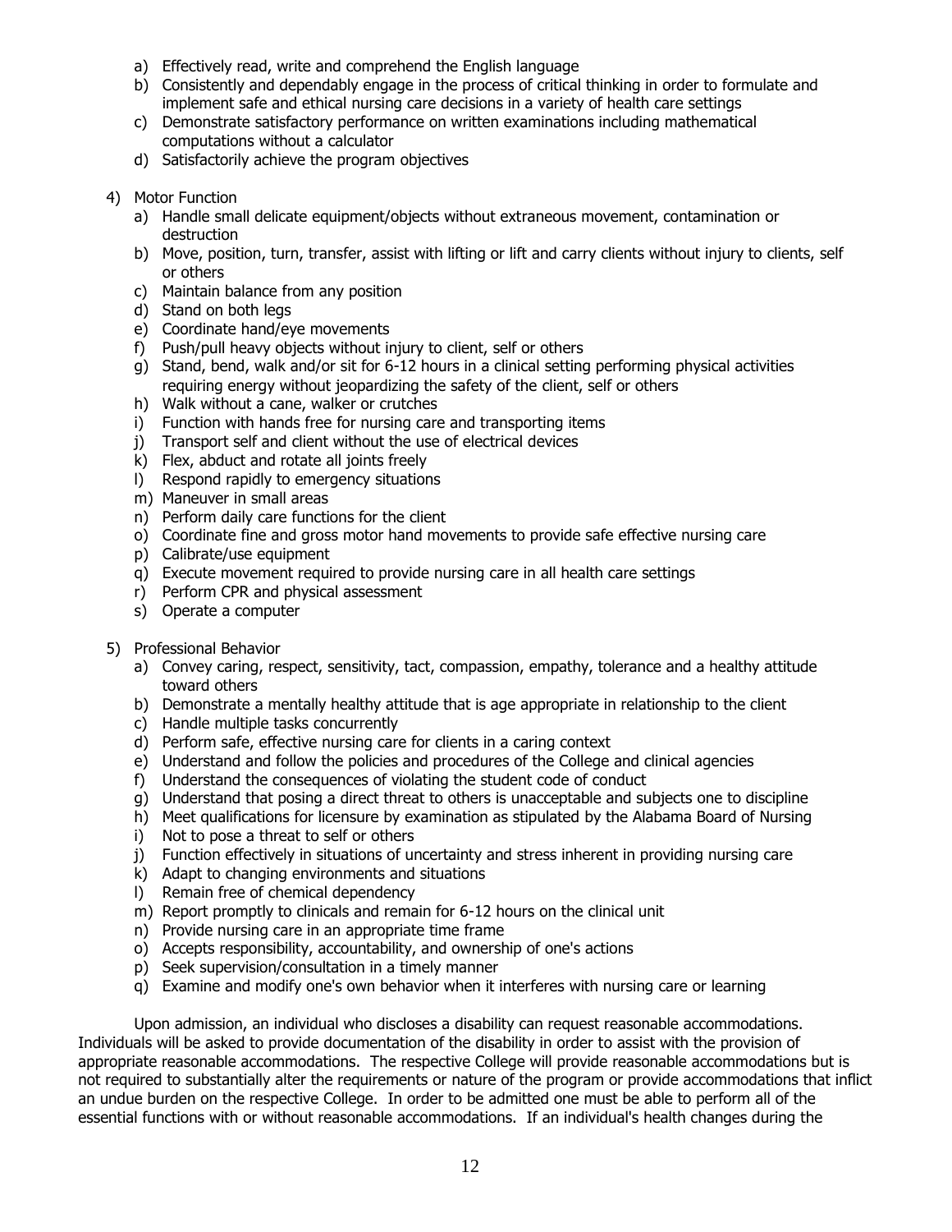a) Effectively read, write and comprehend the English language
b) Consistently and dependably engage in the process of critical thinking in order to formulate and implement safe and ethical nursing care decisions in a variety of health care settings
c) Demonstrate satisfactory performance on written examinations including mathematical computations without a calculator
d) Satisfactorily achieve the program objectives

4) Motor Function
   a) Handle small delicate equipment/objects without extraneous movement, contamination or destruction
   b) Move, position, turn, transfer, assist with lifting or lift and carry clients without injury to clients, self or others
   c) Maintain balance from any position
   d) Stand on both legs
   e) Coordinate hand/eye movements
   f) Push/pull heavy objects without injury to client, self or others
   g) Stand, bend, walk and/or sit for 6-12 hours in a clinical setting performing physical activities requiring energy without jeopardizing the safety of the client, self or others
   h) Walk without a cane, walker or crutches
   i) Function with hands free for nursing care and transporting items
   j) Transport self and client without the use of electrical devices
   k) Flex, abduct and rotate all joints freely
   l) Respond rapidly to emergency situations
   m) Maneuver in small areas
   n) Perform daily care functions for the client
   o) Coordinate fine and gross motor hand movements to provide safe effective nursing care
   p) Calibrate/use equipment
   q) Execute movement required to provide nursing care in all health care settings
   r) Perform CPR and physical assessment
   s) Operate a computer

5) Professional Behavior
   a) Convey caring, respect, sensitivity, tact, compassion, empathy, tolerance and a healthy attitude toward others
   b) Demonstrate a mentally healthy attitude that is age appropriate in relationship to the client
   c) Handle multiple tasks concurrently
   d) Perform safe, effective nursing care for clients in a caring context
   e) Understand and follow the policies and procedures of the College and clinical agencies
   f) Understand the consequences of violating the student code of conduct
   g) Understand that posing a direct threat to others is unacceptable and subjects one to discipline
   h) Meet qualifications for licensure by examination as stipulated by the Alabama Board of Nursing
   i) Not to pose a threat to self or others
   j) Function effectively in situations of uncertainty and stress inherent in providing nursing care
   k) Adapt to changing environments and situations
   l) Remain free of chemical dependency
   m) Report promptly to clinicals and remain for 6-12 hours on the clinical unit
   n) Provide nursing care in an appropriate time frame
   o) Accepts responsibility, accountability, and ownership of one's actions
   p) Seek supervision/consultation in a timely manner
   q) Examine and modify one's own behavior when it interferes with nursing care or learning

Upon admission, an individual who discloses a disability can request reasonable accommodations. Individuals will be asked to provide documentation of the disability in order to assist with the provision of appropriate reasonable accommodations. The respective College will provide reasonable accommodations but is not required to substantially alter the requirements or nature of the program or provide accommodations that inflict an undue burden on the respective College. In order to be admitted one must be able to perform all of the essential functions with or without reasonable accommodations. If an individual's health changes during the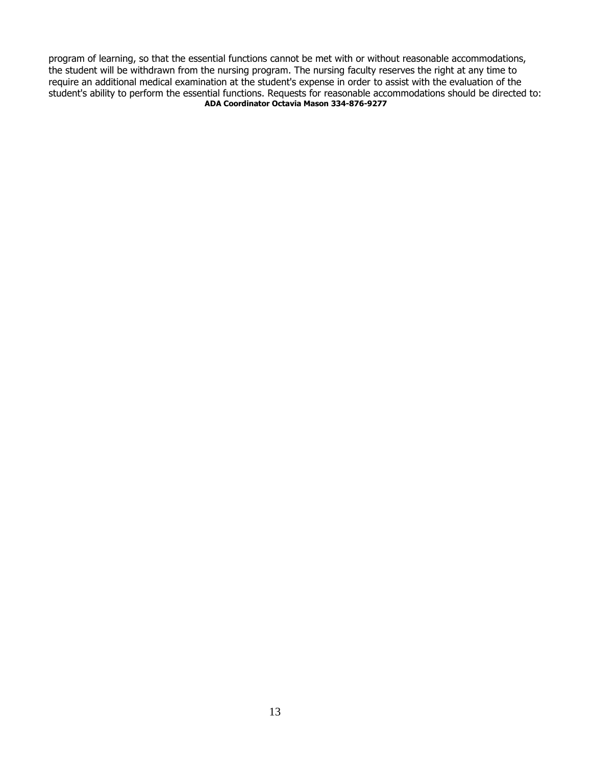program of learning, so that the essential functions cannot be met with or without reasonable accommodations, the student will be withdrawn from the nursing program. The nursing faculty reserves the right at any time to require an additional medical examination at the student's expense in order to assist with the evaluation of the student's ability to perform the essential functions. Requests for reasonable accommodations should be directed to:

**ADA Coordinator Octavia Mason 334-876-9277**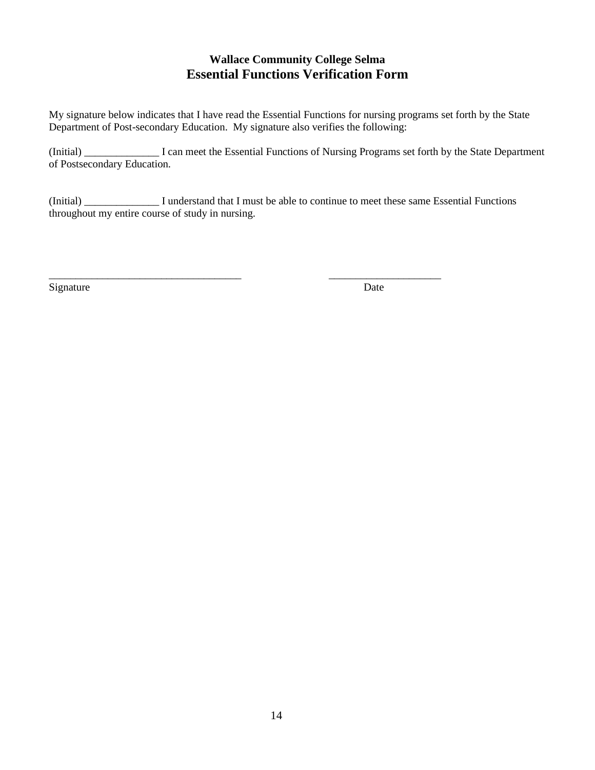**Wallace Community College Selma**

# Essential Functions Verification Form

My signature below indicates that I have read the Essential Functions for nursing programs set forth by the State Department of Post-secondary Education. My signature also verifies the following:

(Initial) ______________ I can meet the Essential Functions of Nursing Programs set forth by the State Department of Postsecondary Education.

(Initial) ______________ I understand that I must be able to continue to meet these same Essential Functions throughout my entire course of study in nursing.

____________________________________ _____________________

Signature Date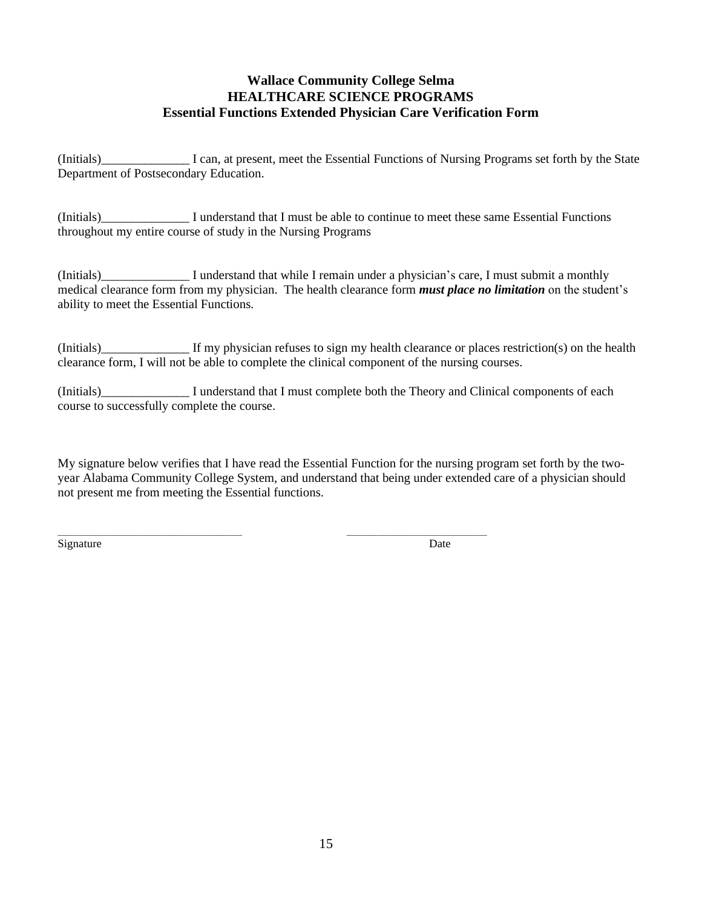**Wallace Community College Selma**
**HEALTHCARE SCIENCE PROGRAMS**
**Essential Functions Extended Physician Care Verification Form**

(Initials)______________ I can, at present, meet the Essential Functions of Nursing Programs set forth by the State Department of Postsecondary Education.

(Initials)______________ I understand that I must be able to continue to meet these same Essential Functions throughout my entire course of study in the Nursing Programs

(Initials)______________ I understand that while I remain under a physician's care, I must submit a monthly medical clearance form from my physician. The health clearance form ***must place no limitation*** on the student's ability to meet the Essential Functions.

(Initials)______________ If my physician refuses to sign my health clearance or places restriction(s) on the health clearance form, I will not be able to complete the clinical component of the nursing courses.

(Initials)______________ I understand that I must complete both the Theory and Clinical components of each course to successfully complete the course.

My signature below verifies that I have read the Essential Function for the nursing program set forth by the two-year Alabama Community College System, and understand that being under extended care of a physician should not present me from meeting the Essential functions.

_______________________________ ________________________
Signature Date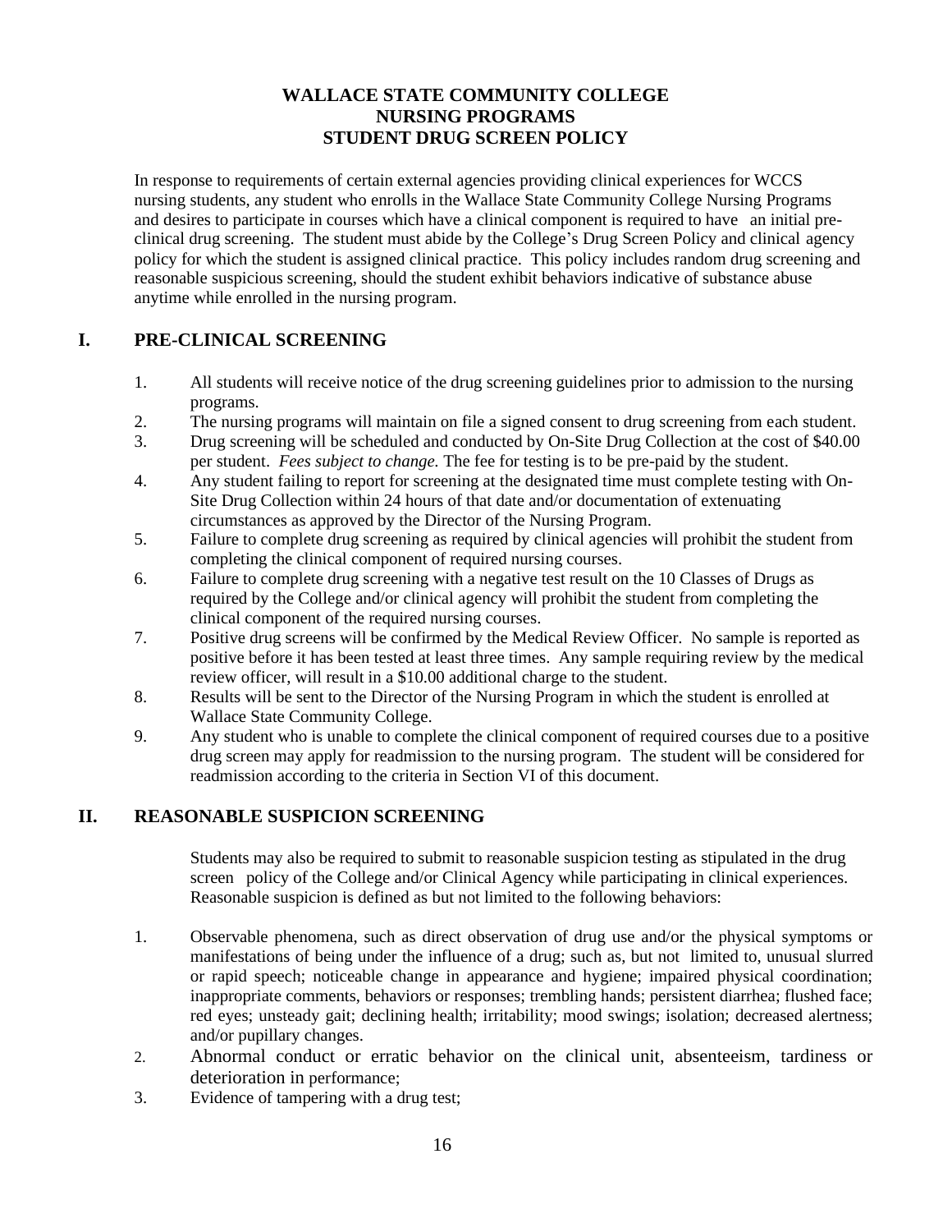# WALLACE STATE COMMUNITY COLLEGE
# NURSING PROGRAMS
# STUDENT DRUG SCREEN POLICY

In response to requirements of certain external agencies providing clinical experiences for WCCS nursing students, any student who enrolls in the Wallace State Community College Nursing Programs and desires to participate in courses which have a clinical component is required to have an initial pre-clinical drug screening. The student must abide by the College's Drug Screen Policy and clinical agency policy for which the student is assigned clinical practice. This policy includes random drug screening and reasonable suspicious screening, should the student exhibit behaviors indicative of substance abuse anytime while enrolled in the nursing program.

## I. PRE-CLINICAL SCREENING

1. All students will receive notice of the drug screening guidelines prior to admission to the nursing programs.
2. The nursing programs will maintain on file a signed consent to drug screening from each student.
3. Drug screening will be scheduled and conducted by On-Site Drug Collection at the cost of $40.00 per student. *Fees subject to change.* The fee for testing is to be pre-paid by the student.
4. Any student failing to report for screening at the designated time must complete testing with On-Site Drug Collection within 24 hours of that date and/or documentation of extenuating circumstances as approved by the Director of the Nursing Program.
5. Failure to complete drug screening as required by clinical agencies will prohibit the student from completing the clinical component of required nursing courses.
6. Failure to complete drug screening with a negative test result on the 10 Classes of Drugs as required by the College and/or clinical agency will prohibit the student from completing the clinical component of the required nursing courses.
7. Positive drug screens will be confirmed by the Medical Review Officer. No sample is reported as positive before it has been tested at least three times. Any sample requiring review by the medical review officer, will result in a $10.00 additional charge to the student.
8. Results will be sent to the Director of the Nursing Program in which the student is enrolled at Wallace State Community College.
9. Any student who is unable to complete the clinical component of required courses due to a positive drug screen may apply for readmission to the nursing program. The student will be considered for readmission according to the criteria in Section VI of this document.

## II. REASONABLE SUSPICION SCREENING

Students may also be required to submit to reasonable suspicion testing as stipulated in the drug screen policy of the College and/or Clinical Agency while participating in clinical experiences. Reasonable suspicion is defined as but not limited to the following behaviors:

1. Observable phenomena, such as direct observation of drug use and/or the physical symptoms or manifestations of being under the influence of a drug; such as, but not limited to, unusual slurred or rapid speech; noticeable change in appearance and hygiene; impaired physical coordination; inappropriate comments, behaviors or responses; trembling hands; persistent diarrhea; flushed face; red eyes; unsteady gait; declining health; irritability; mood swings; isolation; decreased alertness; and/or pupillary changes.
2. Abnormal conduct or erratic behavior on the clinical unit, absenteeism, tardiness or deterioration in performance;
3. Evidence of tampering with a drug test;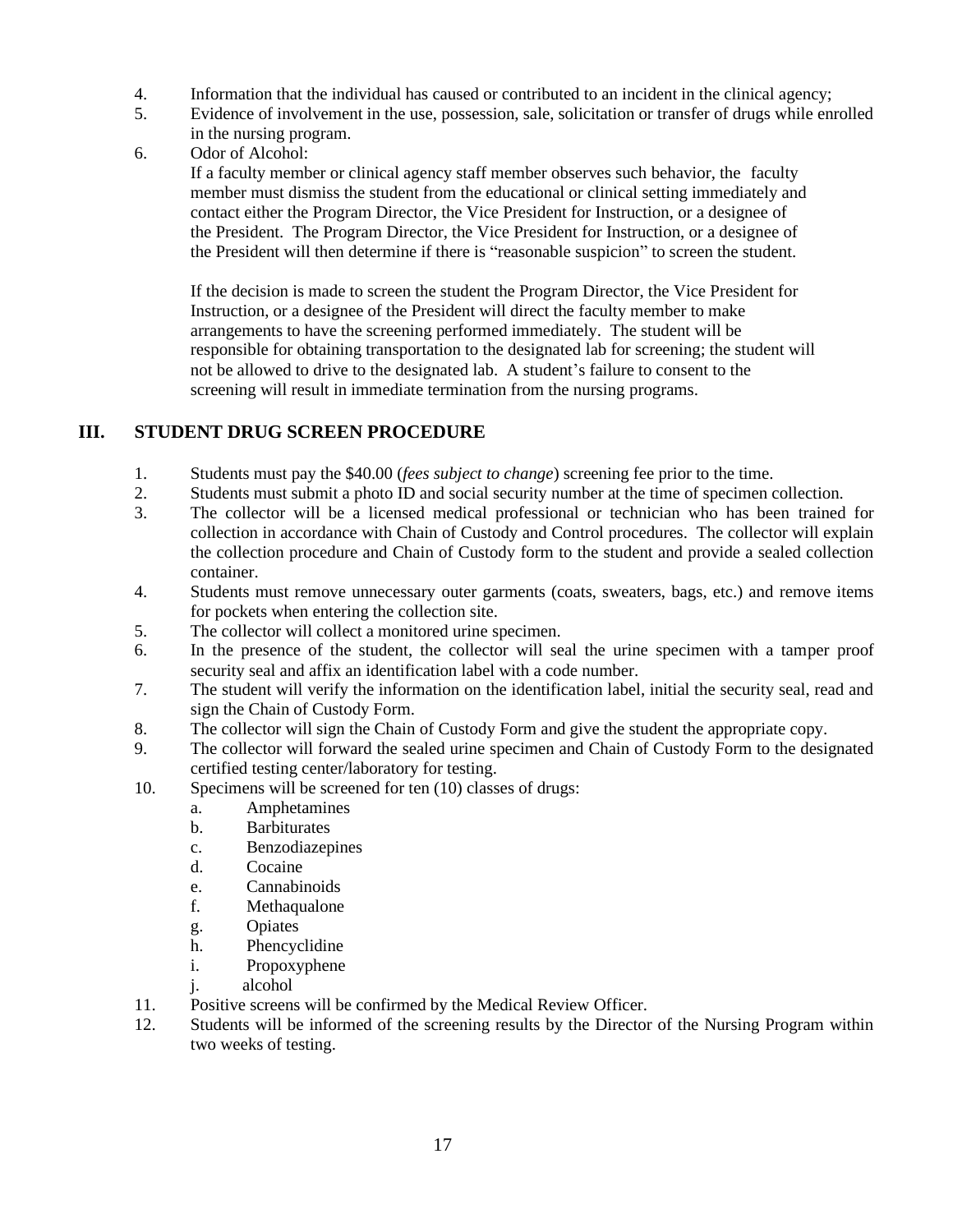4. Information that the individual has caused or contributed to an incident in the clinical agency;
5. Evidence of involvement in the use, possession, sale, solicitation or transfer of drugs while enrolled in the nursing program.
6. Odor of Alcohol:

   If a faculty member or clinical agency staff member observes such behavior, the faculty member must dismiss the student from the educational or clinical setting immediately and contact either the Program Director, the Vice President for Instruction, or a designee of the President. The Program Director, the Vice President for Instruction, or a designee of the President will then determine if there is "reasonable suspicion" to screen the student.

   If the decision is made to screen the student the Program Director, the Vice President for Instruction, or a designee of the President will direct the faculty member to make arrangements to have the screening performed immediately. The student will be responsible for obtaining transportation to the designated lab for screening; the student will not be allowed to drive to the designated lab. A student's failure to consent to the screening will result in immediate termination from the nursing programs.

## III. STUDENT DRUG SCREEN PROCEDURE

1. Students must pay the $40.00 (*fees subject to change*) screening fee prior to the time.
2. Students must submit a photo ID and social security number at the time of specimen collection.
3. The collector will be a licensed medical professional or technician who has been trained for collection in accordance with Chain of Custody and Control procedures. The collector will explain the collection procedure and Chain of Custody form to the student and provide a sealed collection container.
4. Students must remove unnecessary outer garments (coats, sweaters, bags, etc.) and remove items for pockets when entering the collection site.
5. The collector will collect a monitored urine specimen.
6. In the presence of the student, the collector will seal the urine specimen with a tamper proof security seal and affix an identification label with a code number.
7. The student will verify the information on the identification label, initial the security seal, read and sign the Chain of Custody Form.
8. The collector will sign the Chain of Custody Form and give the student the appropriate copy.
9. The collector will forward the sealed urine specimen and Chain of Custody Form to the designated certified testing center/laboratory for testing.
10. Specimens will be screened for ten (10) classes of drugs:
    a. Amphetamines
    b. Barbiturates
    c. Benzodiazepines
    d. Cocaine
    e. Cannabinoids
    f. Methaqualone
    g. Opiates
    h. Phencyclidine
    i. Propoxyphene
    j. alcohol
11. Positive screens will be confirmed by the Medical Review Officer.
12. Students will be informed of the screening results by the Director of the Nursing Program within two weeks of testing.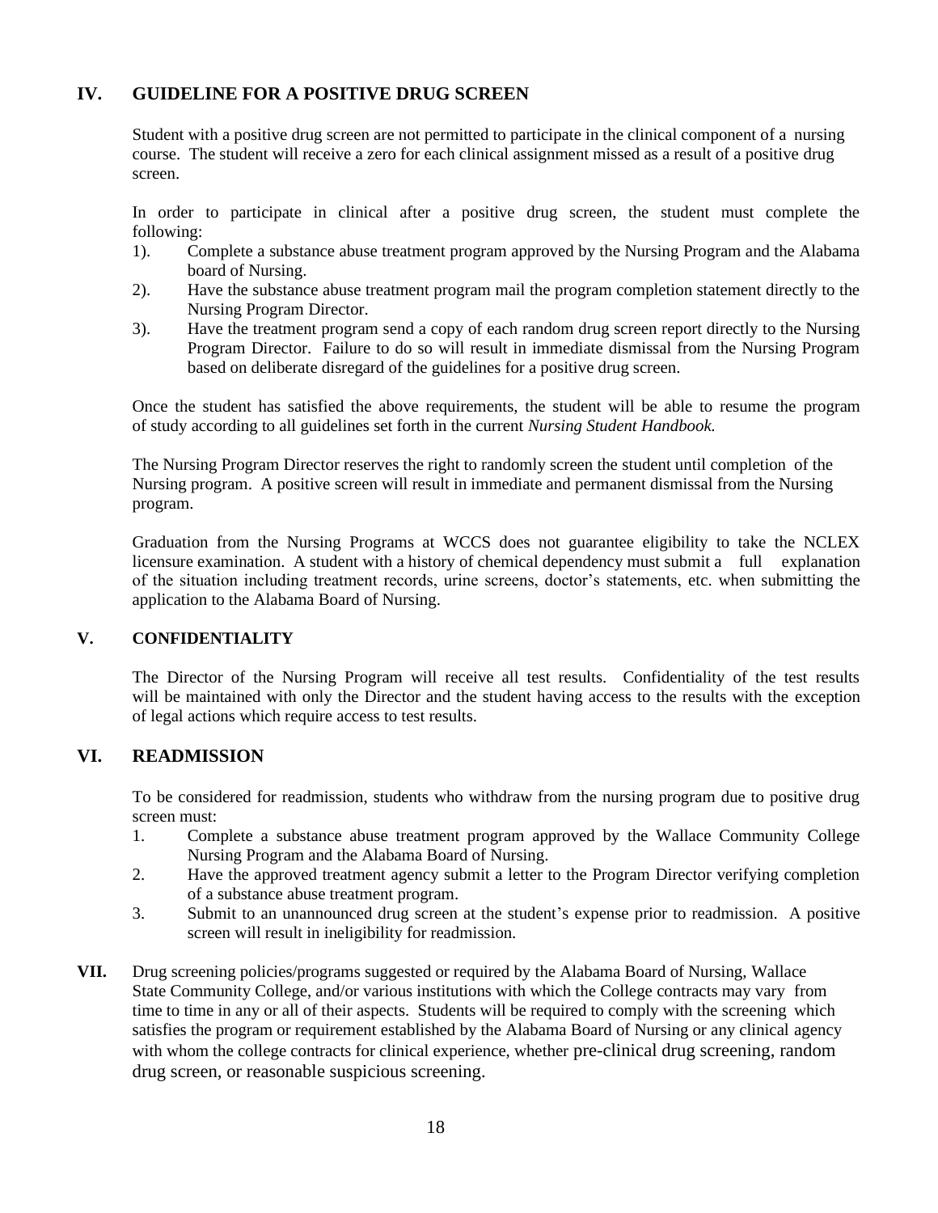## IV. GUIDELINE FOR A POSITIVE DRUG SCREEN

Student with a positive drug screen are not permitted to participate in the clinical component of a nursing course. The student will receive a zero for each clinical assignment missed as a result of a positive drug screen.

In order to participate in clinical after a positive drug screen, the student must complete the following:

1). Complete a substance abuse treatment program approved by the Nursing Program and the Alabama board of Nursing.

2). Have the substance abuse treatment program mail the program completion statement directly to the Nursing Program Director.

3). Have the treatment program send a copy of each random drug screen report directly to the Nursing Program Director. Failure to do so will result in immediate dismissal from the Nursing Program based on deliberate disregard of the guidelines for a positive drug screen.

Once the student has satisfied the above requirements, the student will be able to resume the program of study according to all guidelines set forth in the current *Nursing Student Handbook.*

The Nursing Program Director reserves the right to randomly screen the student until completion of the Nursing program. A positive screen will result in immediate and permanent dismissal from the Nursing program.

Graduation from the Nursing Programs at WCCS does not guarantee eligibility to take the NCLEX licensure examination. A student with a history of chemical dependency must submit a full explanation of the situation including treatment records, urine screens, doctor's statements, etc. when submitting the application to the Alabama Board of Nursing.

## V. CONFIDENTIALITY

The Director of the Nursing Program will receive all test results. Confidentiality of the test results will be maintained with only the Director and the student having access to the results with the exception of legal actions which require access to test results.

## VI. READMISSION

To be considered for readmission, students who withdraw from the nursing program due to positive drug screen must:

1. Complete a substance abuse treatment program approved by the Wallace Community College Nursing Program and the Alabama Board of Nursing.
2. Have the approved treatment agency submit a letter to the Program Director verifying completion of a substance abuse treatment program.
3. Submit to an unannounced drug screen at the student's expense prior to readmission. A positive screen will result in ineligibility for readmission.

**VII.** Drug screening policies/programs suggested or required by the Alabama Board of Nursing, Wallace State Community College, and/or various institutions with which the College contracts may vary from time to time in any or all of their aspects. Students will be required to comply with the screening which satisfies the program or requirement established by the Alabama Board of Nursing or any clinical agency with whom the college contracts for clinical experience, whether pre-clinical drug screening, random drug screen, or reasonable suspicious screening.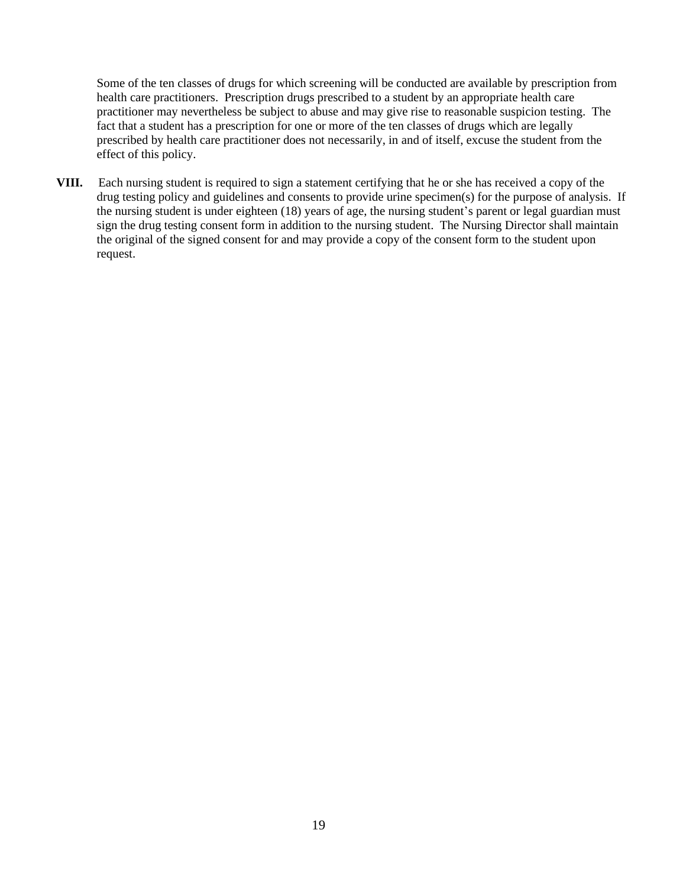Some of the ten classes of drugs for which screening will be conducted are available by prescription from health care practitioners. Prescription drugs prescribed to a student by an appropriate health care practitioner may nevertheless be subject to abuse and may give rise to reasonable suspicion testing. The fact that a student has a prescription for one or more of the ten classes of drugs which are legally prescribed by health care practitioner does not necessarily, in and of itself, excuse the student from the effect of this policy.

**VIII.** Each nursing student is required to sign a statement certifying that he or she has received a copy of the drug testing policy and guidelines and consents to provide urine specimen(s) for the purpose of analysis. If the nursing student is under eighteen (18) years of age, the nursing student's parent or legal guardian must sign the drug testing consent form in addition to the nursing student. The Nursing Director shall maintain the original of the signed consent for and may provide a copy of the consent form to the student upon request.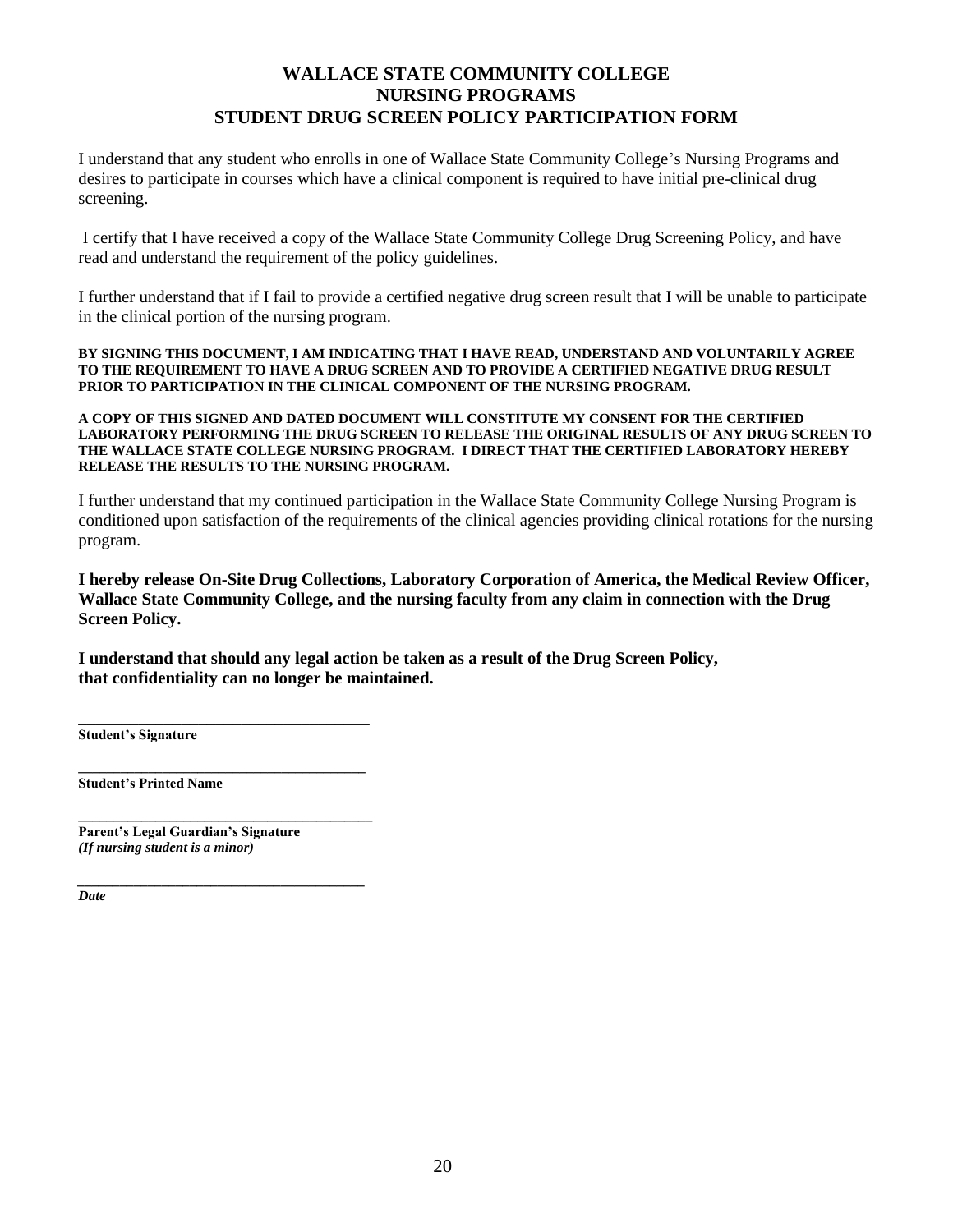# WALLACE STATE COMMUNITY COLLEGE
# NURSING PROGRAMS
# STUDENT DRUG SCREEN POLICY PARTICIPATION FORM

I understand that any student who enrolls in one of Wallace State Community College's Nursing Programs and desires to participate in courses which have a clinical component is required to have initial pre-clinical drug screening.

I certify that I have received a copy of the Wallace State Community College Drug Screening Policy, and have read and understand the requirement of the policy guidelines.

I further understand that if I fail to provide a certified negative drug screen result that I will be unable to participate in the clinical portion of the nursing program.

**BY SIGNING THIS DOCUMENT, I AM INDICATING THAT I HAVE READ, UNDERSTAND AND VOLUNTARILY AGREE TO THE REQUIREMENT TO HAVE A DRUG SCREEN AND TO PROVIDE A CERTIFIED NEGATIVE DRUG RESULT PRIOR TO PARTICIPATION IN THE CLINICAL COMPONENT OF THE NURSING PROGRAM.**

**A COPY OF THIS SIGNED AND DATED DOCUMENT WILL CONSTITUTE MY CONSENT FOR THE CERTIFIED LABORATORY PERFORMING THE DRUG SCREEN TO RELEASE THE ORIGINAL RESULTS OF ANY DRUG SCREEN TO THE WALLACE STATE COLLEGE NURSING PROGRAM. I DIRECT THAT THE CERTIFIED LABORATORY HEREBY RELEASE THE RESULTS TO THE NURSING PROGRAM.**

I further understand that my continued participation in the Wallace State Community College Nursing Program is conditioned upon satisfaction of the requirements of the clinical agencies providing clinical rotations for the nursing program.

**I hereby release On-Site Drug Collections, Laboratory Corporation of America, the Medical Review Officer, Wallace State Community College, and the nursing faculty from any claim in connection with the Drug Screen Policy.**

**I understand that should any legal action be taken as a result of the Drug Screen Policy, that confidentiality can no longer be maintained.**

\_\_\_\_\_\_\_\_\_\_\_\_\_\_\_\_\_\_\_\_\_\_\_\_\_\_\_\_\_\_\_\_\_\_\_\_\_\_
**Student's Signature**

\_\_\_\_\_\_\_\_\_\_\_\_\_\_\_\_\_\_\_\_\_\_\_\_\_\_\_\_\_\_\_\_\_\_\_\_\_\_
**Student's Printed Name**

\_\_\_\_\_\_\_\_\_\_\_\_\_\_\_\_\_\_\_\_\_\_\_\_\_\_\_\_\_\_\_\_\_\_\_\_\_\_
**Parent's Legal Guardian's Signature**
***(If nursing student is a minor)***

\_\_\_\_\_\_\_\_\_\_\_\_\_\_\_\_\_\_\_\_\_\_\_\_\_\_\_\_\_\_\_\_\_\_\_\_\_\_
***Date***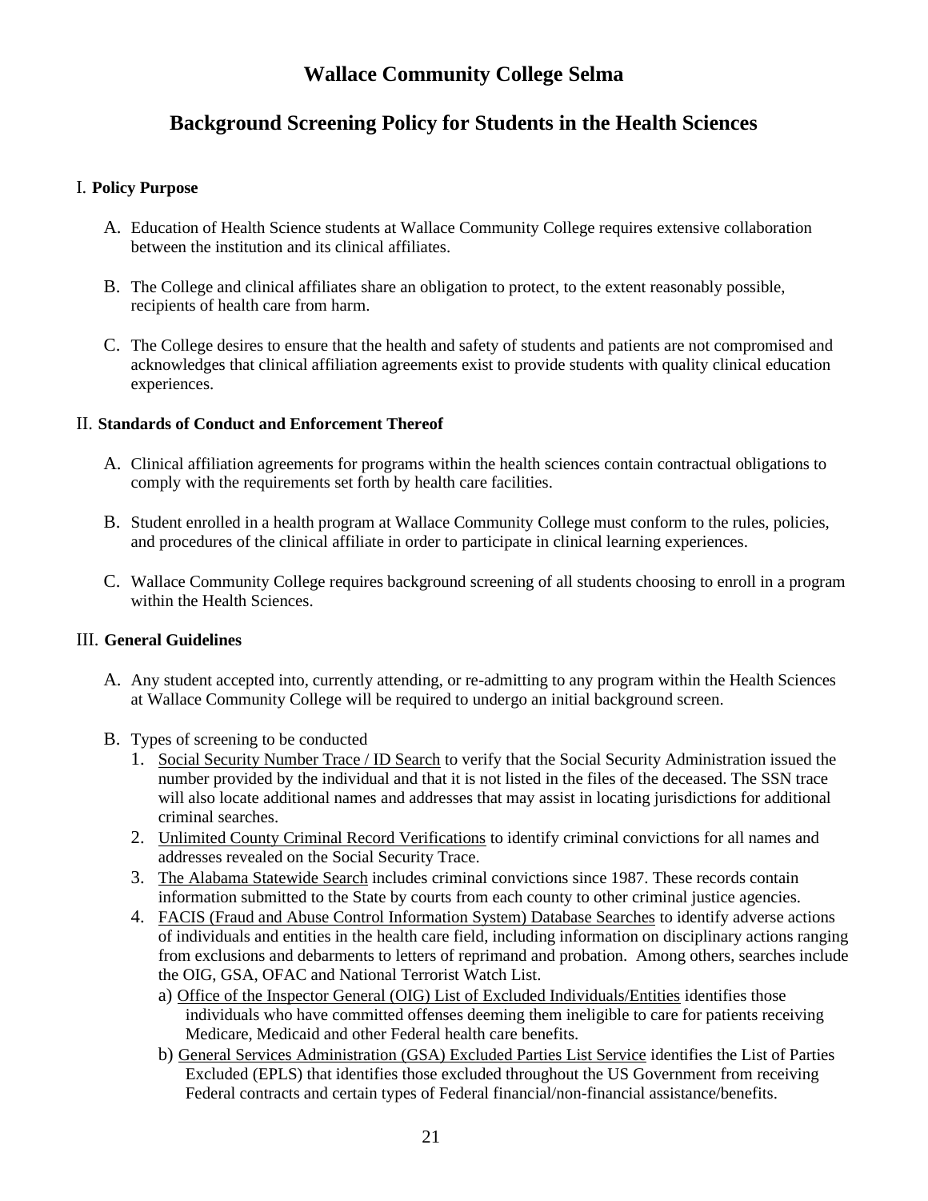# Wallace Community College Selma

## Background Screening Policy for Students in the Health Sciences

### I. **Policy Purpose**

A. Education of Health Science students at Wallace Community College requires extensive collaboration between the institution and its clinical affiliates.

B. The College and clinical affiliates share an obligation to protect, to the extent reasonably possible, recipients of health care from harm.

C. The College desires to ensure that the health and safety of students and patients are not compromised and acknowledges that clinical affiliation agreements exist to provide students with quality clinical education experiences.

### II. **Standards of Conduct and Enforcement Thereof**

A. Clinical affiliation agreements for programs within the health sciences contain contractual obligations to comply with the requirements set forth by health care facilities.

B. Student enrolled in a health program at Wallace Community College must conform to the rules, policies, and procedures of the clinical affiliate in order to participate in clinical learning experiences.

C. Wallace Community College requires background screening of all students choosing to enroll in a program within the Health Sciences.

### III. **General Guidelines**

A. Any student accepted into, currently attending, or re-admitting to any program within the Health Sciences at Wallace Community College will be required to undergo an initial background screen.

B. Types of screening to be conducted

1. Social Security Number Trace / ID Search to verify that the Social Security Administration issued the number provided by the individual and that it is not listed in the files of the deceased. The SSN trace will also locate additional names and addresses that may assist in locating jurisdictions for additional criminal searches.
2. Unlimited County Criminal Record Verifications to identify criminal convictions for all names and addresses revealed on the Social Security Trace.
3. The Alabama Statewide Search includes criminal convictions since 1987. These records contain information submitted to the State by courts from each county to other criminal justice agencies.
4. FACIS (Fraud and Abuse Control Information System) Database Searches to identify adverse actions of individuals and entities in the health care field, including information on disciplinary actions ranging from exclusions and debarments to letters of reprimand and probation. Among others, searches include the OIG, GSA, OFAC and National Terrorist Watch List.
   a) Office of the Inspector General (OIG) List of Excluded Individuals/Entities identifies those individuals who have committed offenses deeming them ineligible to care for patients receiving Medicare, Medicaid and other Federal health care benefits.
   b) General Services Administration (GSA) Excluded Parties List Service identifies the List of Parties Excluded (EPLS) that identifies those excluded throughout the US Government from receiving Federal contracts and certain types of Federal financial/non-financial assistance/benefits.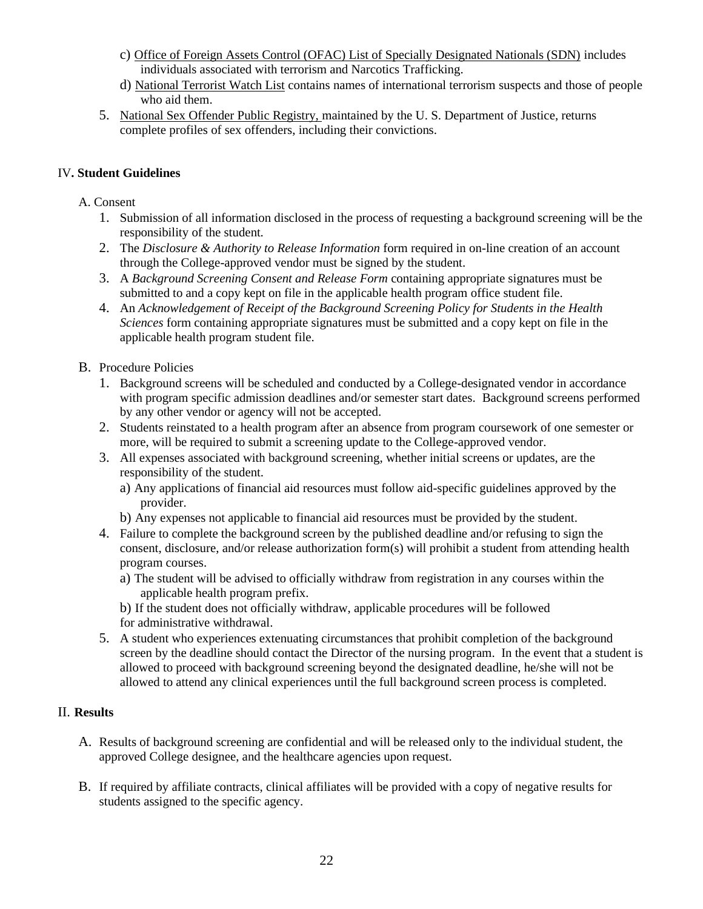c) Office of Foreign Assets Control (OFAC) List of Specially Designated Nationals (SDN) includes individuals associated with terrorism and Narcotics Trafficking.
   d) National Terrorist Watch List contains names of international terrorism suspects and those of people who aid them.

5. National Sex Offender Public Registry, maintained by the U. S. Department of Justice, returns complete profiles of sex offenders, including their convictions.

## IV. Student Guidelines

A. Consent

1. Submission of all information disclosed in the process of requesting a background screening will be the responsibility of the student.
2. The *Disclosure & Authority to Release Information* form required in on-line creation of an account through the College-approved vendor must be signed by the student.
3. A *Background Screening Consent and Release Form* containing appropriate signatures must be submitted to and a copy kept on file in the applicable health program office student file.
4. An *Acknowledgement of Receipt of the Background Screening Policy for Students in the Health Sciences* form containing appropriate signatures must be submitted and a copy kept on file in the applicable health program student file.

B. Procedure Policies

1. Background screens will be scheduled and conducted by a College-designated vendor in accordance with program specific admission deadlines and/or semester start dates. Background screens performed by any other vendor or agency will not be accepted.
2. Students reinstated to a health program after an absence from program coursework of one semester or more, will be required to submit a screening update to the College-approved vendor.
3. All expenses associated with background screening, whether initial screens or updates, are the responsibility of the student.
   a) Any applications of financial aid resources must follow aid-specific guidelines approved by the provider.
   b) Any expenses not applicable to financial aid resources must be provided by the student.
4. Failure to complete the background screen by the published deadline and/or refusing to sign the consent, disclosure, and/or release authorization form(s) will prohibit a student from attending health program courses.
   a) The student will be advised to officially withdraw from registration in any courses within the applicable health program prefix.
   b) If the student does not officially withdraw, applicable procedures will be followed for administrative withdrawal.
5. A student who experiences extenuating circumstances that prohibit completion of the background screen by the deadline should contact the Director of the nursing program. In the event that a student is allowed to proceed with background screening beyond the designated deadline, he/she will not be allowed to attend any clinical experiences until the full background screen process is completed.

## II. Results

A. Results of background screening are confidential and will be released only to the individual student, the approved College designee, and the healthcare agencies upon request.

B. If required by affiliate contracts, clinical affiliates will be provided with a copy of negative results for students assigned to the specific agency.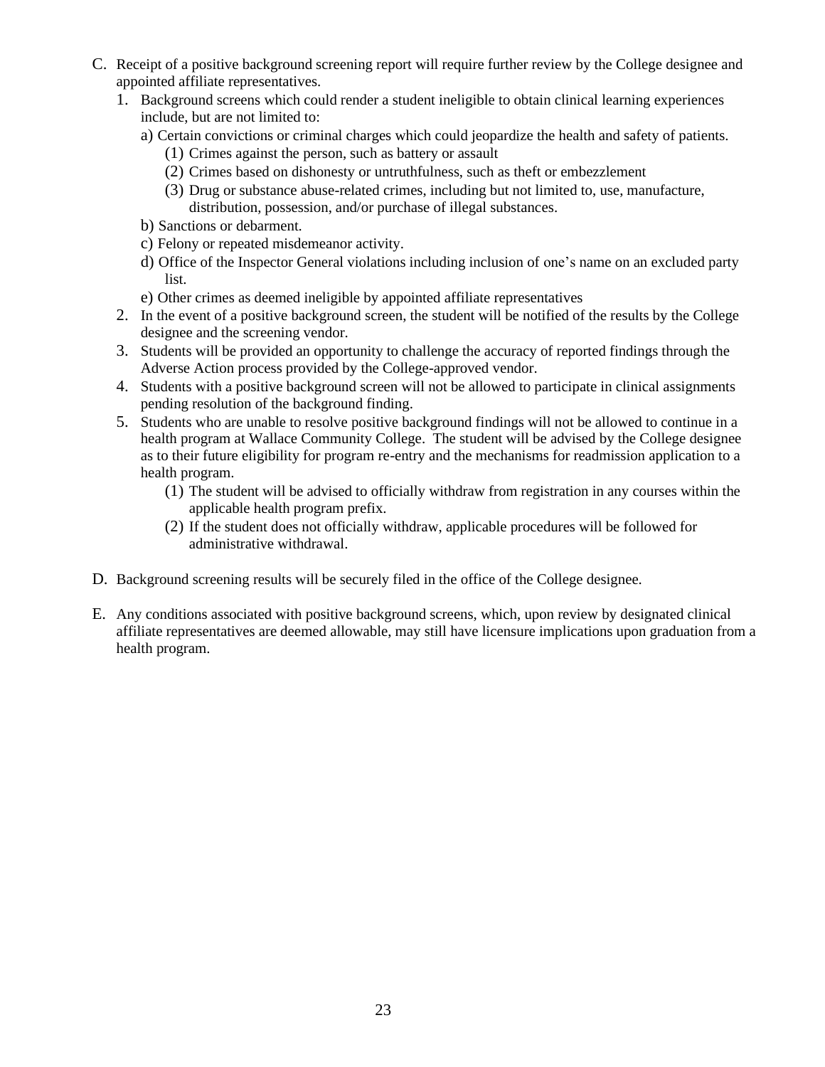C. Receipt of a positive background screening report will require further review by the College designee and appointed affiliate representatives.

   1. Background screens which could render a student ineligible to obtain clinical learning experiences include, but are not limited to:

      a) Certain convictions or criminal charges which could jeopardize the health and safety of patients.

         (1) Crimes against the person, such as battery or assault

         (2) Crimes based on dishonesty or untruthfulness, such as theft or embezzlement

         (3) Drug or substance abuse-related crimes, including but not limited to, use, manufacture, distribution, possession, and/or purchase of illegal substances.

      b) Sanctions or debarment.

      c) Felony or repeated misdemeanor activity.

      d) Office of the Inspector General violations including inclusion of one's name on an excluded party list.

      e) Other crimes as deemed ineligible by appointed affiliate representatives

   2. In the event of a positive background screen, the student will be notified of the results by the College designee and the screening vendor.

   3. Students will be provided an opportunity to challenge the accuracy of reported findings through the Adverse Action process provided by the College-approved vendor.

   4. Students with a positive background screen will not be allowed to participate in clinical assignments pending resolution of the background finding.

   5. Students who are unable to resolve positive background findings will not be allowed to continue in a health program at Wallace Community College. The student will be advised by the College designee as to their future eligibility for program re-entry and the mechanisms for readmission application to a health program.

      (1) The student will be advised to officially withdraw from registration in any courses within the applicable health program prefix.

      (2) If the student does not officially withdraw, applicable procedures will be followed for administrative withdrawal.

D. Background screening results will be securely filed in the office of the College designee.

E. Any conditions associated with positive background screens, which, upon review by designated clinical affiliate representatives are deemed allowable, may still have licensure implications upon graduation from a health program.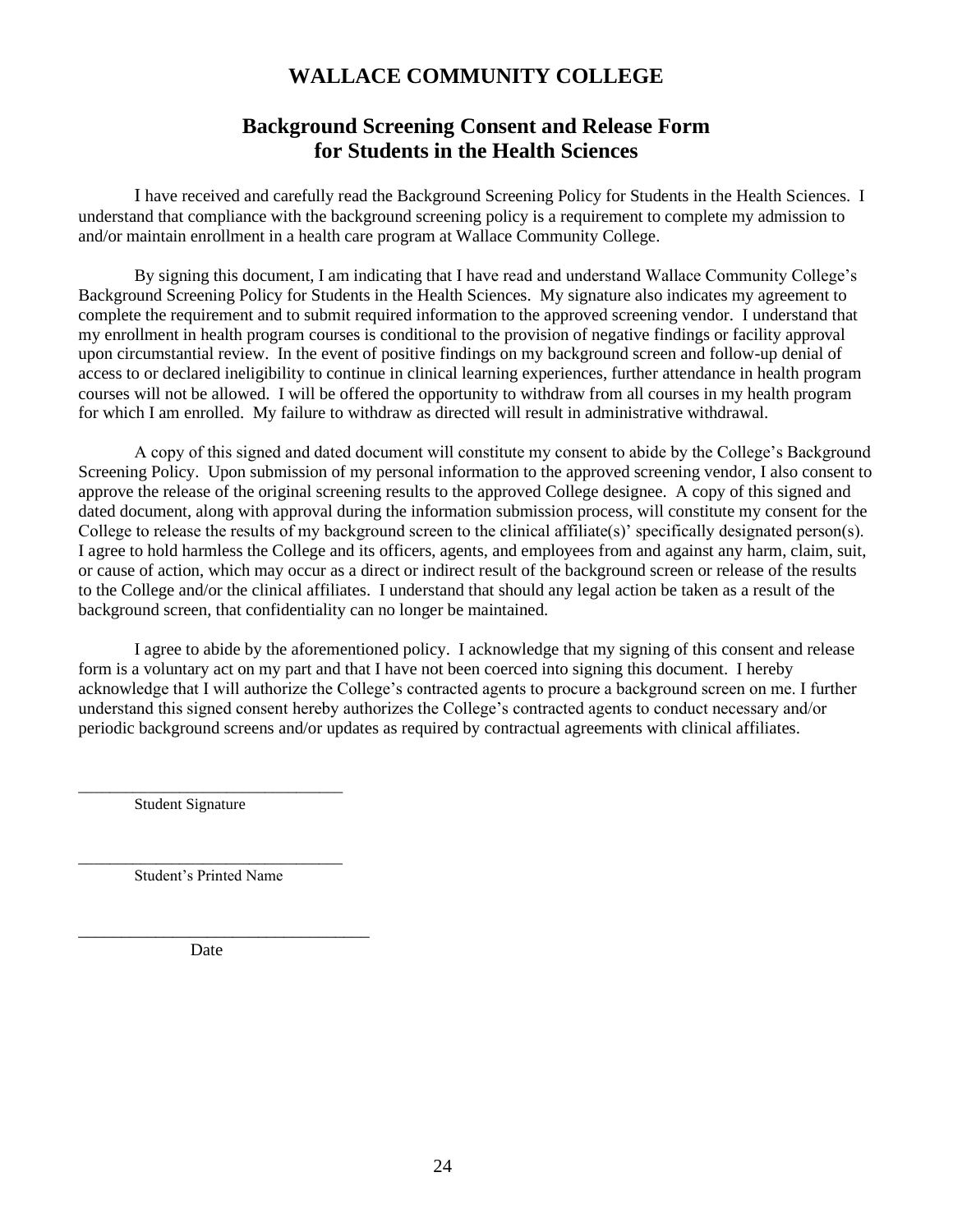# WALLACE COMMUNITY COLLEGE

## Background Screening Consent and Release Form for Students in the Health Sciences

I have received and carefully read the Background Screening Policy for Students in the Health Sciences. I understand that compliance with the background screening policy is a requirement to complete my admission to and/or maintain enrollment in a health care program at Wallace Community College.

By signing this document, I am indicating that I have read and understand Wallace Community College's Background Screening Policy for Students in the Health Sciences. My signature also indicates my agreement to complete the requirement and to submit required information to the approved screening vendor. I understand that my enrollment in health program courses is conditional to the provision of negative findings or facility approval upon circumstantial review. In the event of positive findings on my background screen and follow-up denial of access to or declared ineligibility to continue in clinical learning experiences, further attendance in health program courses will not be allowed. I will be offered the opportunity to withdraw from all courses in my health program for which I am enrolled. My failure to withdraw as directed will result in administrative withdrawal.

A copy of this signed and dated document will constitute my consent to abide by the College's Background Screening Policy. Upon submission of my personal information to the approved screening vendor, I also consent to approve the release of the original screening results to the approved College designee. A copy of this signed and dated document, along with approval during the information submission process, will constitute my consent for the College to release the results of my background screen to the clinical affiliate(s)' specifically designated person(s). I agree to hold harmless the College and its officers, agents, and employees from and against any harm, claim, suit, or cause of action, which may occur as a direct or indirect result of the background screen or release of the results to the College and/or the clinical affiliates. I understand that should any legal action be taken as a result of the background screen, that confidentiality can no longer be maintained.

I agree to abide by the aforementioned policy. I acknowledge that my signing of this consent and release form is a voluntary act on my part and that I have not been coerced into signing this document. I hereby acknowledge that I will authorize the College's contracted agents to procure a background screen on me. I further understand this signed consent hereby authorizes the College's contracted agents to conduct necessary and/or periodic background screens and/or updates as required by contractual agreements with clinical affiliates.

________________________________
Student Signature

________________________________
Student's Printed Name

__________________________________
Date